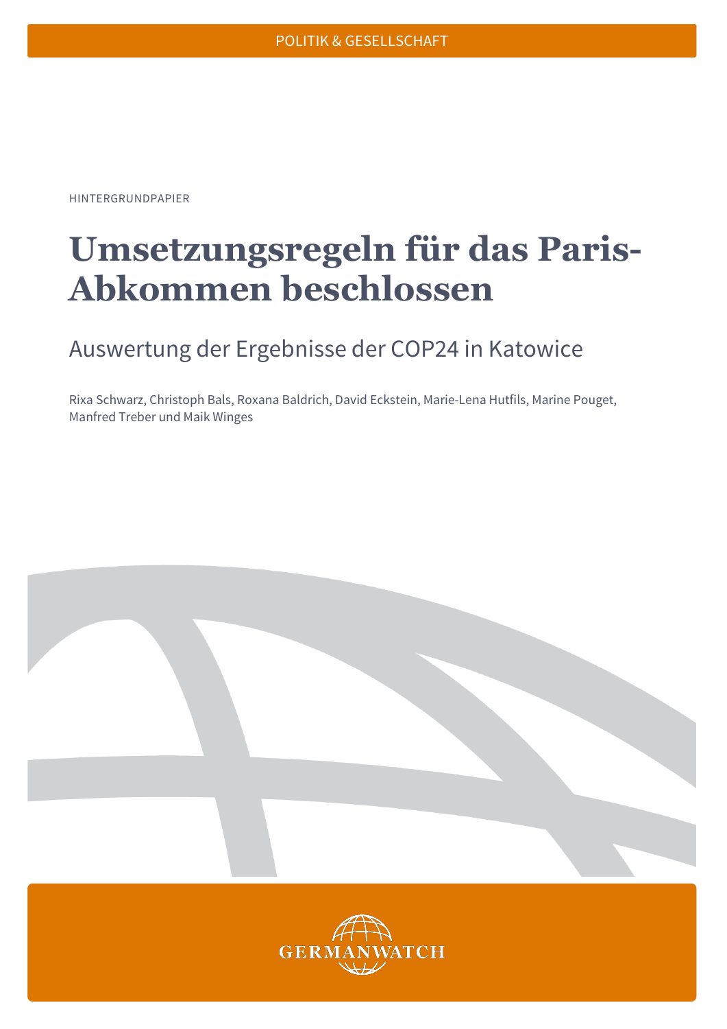POLITIK & GESELLSCHAFT

HINTERGRUNDPAPIER

# Umsetzungsregeln für das Paris-Abkommen beschlossen

## Auswertung der Ergebnisse der COP24 in Katowice

Rixa Schwarz, Christoph Bals, Roxana Baldrich, David Eckstein, Marie-Lena Hutfils, Marine Pouget, Manfred Treber und Maik Winges

GERMANWATCH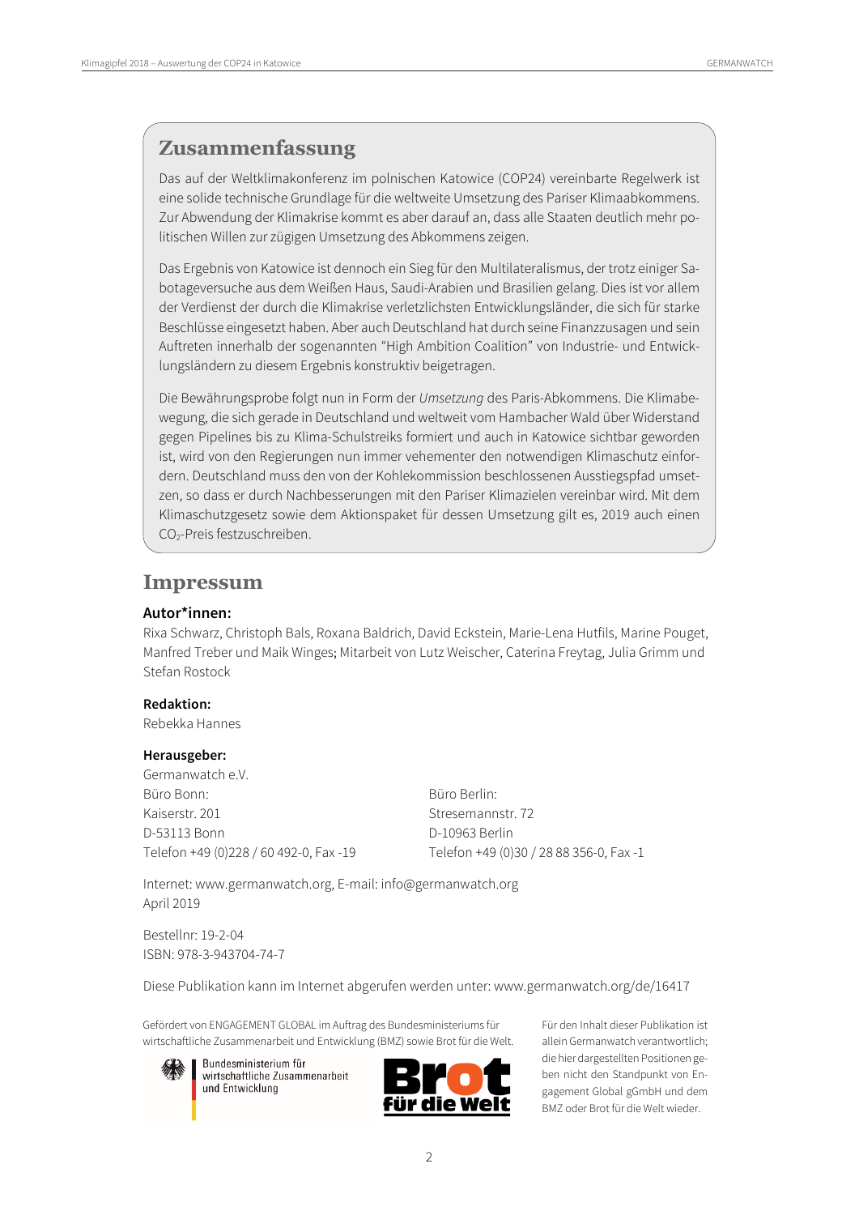## Zusammenfassung

Das auf der Weltklimakonferenz im polnischen Katowice (COP24) vereinbarte Regelwerk ist eine solide technische Grundlage für die weltweite Umsetzung des Pariser Klimaabkommens. Zur Abwendung der Klimakrise kommt es aber darauf an, dass alle Staaten deutlich mehr politischen Willen zur zügigen Umsetzung des Abkommens zeigen.

Das Ergebnis von Katowice ist dennoch ein Sieg für den Multilateralismus, der trotz einiger Sabotageversuche aus dem Weißen Haus, Saudi-Arabien und Brasilien gelang. Dies ist vor allem der Verdienst der durch die Klimakrise verletzlichsten Entwicklungsländer, die sich für starke Beschlüsse eingesetzt haben. Aber auch Deutschland hat durch seine Finanzzusagen und sein Auftreten innerhalb der sogenannten “High Ambition Coalition” von Industrie- und Entwicklungsländern zu diesem Ergebnis konstruktiv beigetragen.

Die Bewährungsprobe folgt nun in Form der *Umsetzung* des Paris-Abkommens. Die Klimabewegung, die sich gerade in Deutschland und weltweit vom Hambacher Wald über Widerstand gegen Pipelines bis zu Klima-Schulstreiks formiert und auch in Katowice sichtbar geworden ist, wird von den Regierungen nun immer vehementer den notwendigen Klimaschutz einfordern. Deutschland muss den von der Kohlekommission beschlossenen Ausstiegspfad umsetzen, so dass er durch Nachbesserungen mit den Pariser Klimazielen vereinbar wird. Mit dem Klimaschutzgesetz sowie dem Aktionspaket für dessen Umsetzung gilt es, 2019 auch einen $CO_2$-Preis festzuschreiben.

## Impressum

**Autor*innen:**
Rixa Schwarz, Christoph Bals, Roxana Baldrich, David Eckstein, Marie-Lena Hutfils, Marine Pouget, Manfred Treber und Maik Winges; Mitarbeit von Lutz Weischer, Caterina Freytag, Julia Grimm und Stefan Rostock

**Redaktion:**
Rebekka Hannes

**Herausgeber:**
Germanwatch e.V.

Büro Bonn:
Kaiserstr. 201
D-53113 Bonn
Telefon +49 (0)228 / 60 492-0, Fax -19

Büro Berlin:
Stresemannstr. 72
D-10963 Berlin
Telefon +49 (0)30 / 28 88 356-0, Fax -1

Internet: www.germanwatch.org, E-mail: info@germanwatch.org
April 2019

Bestellnr: 19-2-04
ISBN: 978-3-943704-74-7

Diese Publikation kann im Internet abgerufen werden unter: www.germanwatch.org/de/16417

Gefördert von ENGAGEMENT GLOBAL im Auftrag des Bundesministeriums für wirtschaftliche Zusammenarbeit und Entwicklung (BMZ) sowie Brot für die Welt.

Bundesministerium für wirtschaftliche Zusammenarbeit und Entwicklung

Brot für die Welt

Für den Inhalt dieser Publikation ist allein Germanwatch verantwortlich; die hier dargestellten Positionen geben nicht den Standpunkt von Engagement Global gGmbH und dem BMZ oder Brot für die Welt wieder.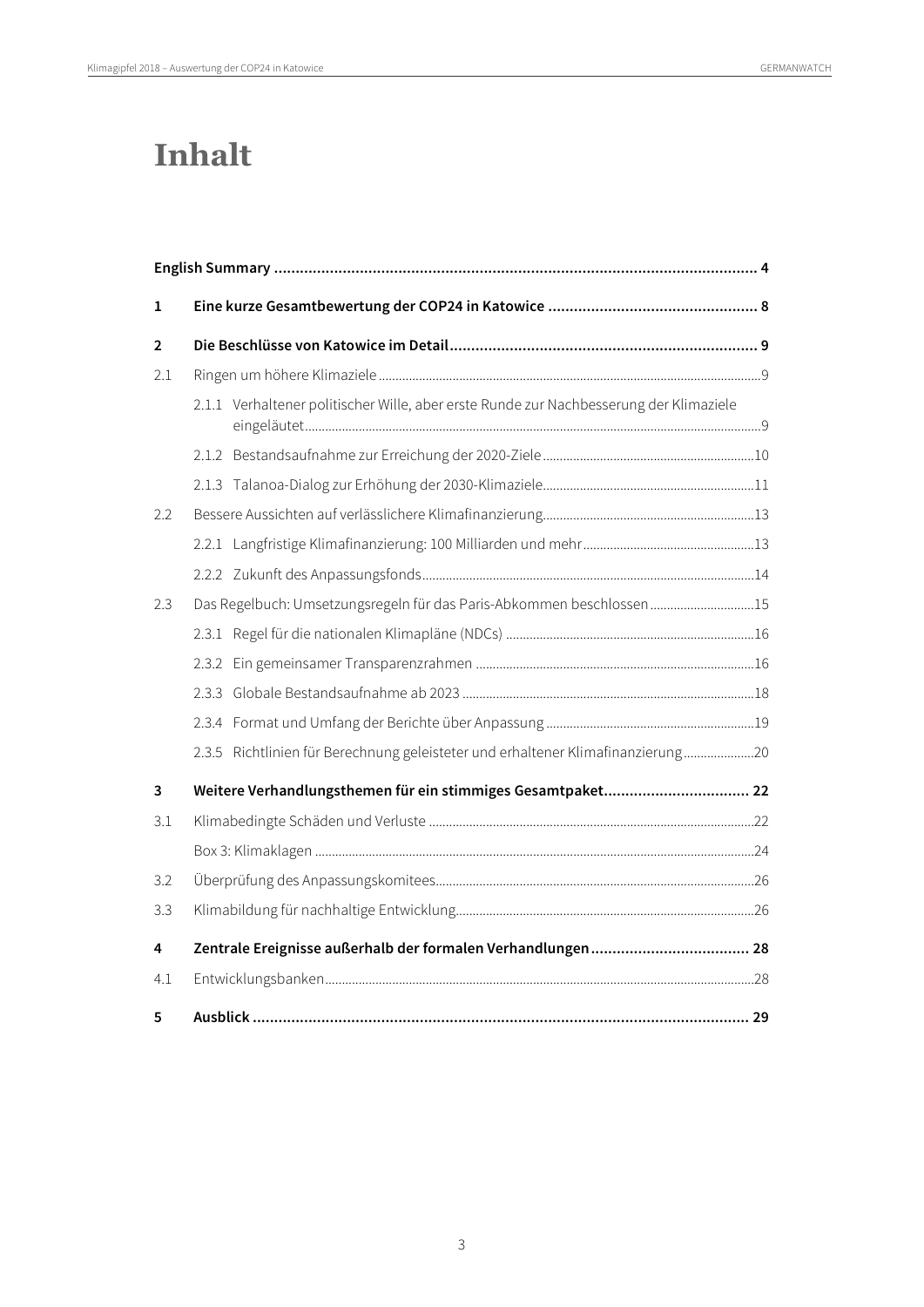# Inhalt

| | | |
|---|---|---|
| **English Summary** | | **4** |
| **1** | **Eine kurze Gesamtbewertung der COP24 in Katowice** | **8** |
| **2** | **Die Beschlüsse von Katowice im Detail** | **9** |
| 2.1 | Ringen um höhere Klimaziele | 9 |
| | 2.1.1 Verhaltener politischer Wille, aber erste Runde zur Nachbesserung der Klimaziele eingeläutet | 9 |
| | 2.1.2 Bestandsaufnahme zur Erreichung der 2020-Ziele | 10 |
| | 2.1.3 Talanoa-Dialog zur Erhöhung der 2030-Klimaziele | 11 |
| 2.2 | Bessere Aussichten auf verlässlichere Klimafinanzierung | 13 |
| | 2.2.1 Langfristige Klimafinanzierung: 100 Milliarden und mehr | 13 |
| | 2.2.2 Zukunft des Anpassungsfonds | 14 |
| 2.3 | Das Regelbuch: Umsetzungsregeln für das Paris-Abkommen beschlossen | 15 |
| | 2.3.1 Regel für die nationalen Klimapläne (NDCs) | 16 |
| | 2.3.2 Ein gemeinsamer Transparenzrahmen | 16 |
| | 2.3.3 Globale Bestandsaufnahme ab 2023 | 18 |
| | 2.3.4 Format und Umfang der Berichte über Anpassung | 19 |
| | 2.3.5 Richtlinien für Berechnung geleisteter und erhaltener Klimafinanzierung | 20 |
| **3** | **Weitere Verhandlungsthemen für ein stimmiges Gesamtpaket** | **22** |
| 3.1 | Klimabedingte Schäden und Verluste | 22 |
| | Box 3: Klimaklagen | 24 |
| 3.2 | Überprüfung des Anpassungskomitees | 26 |
| 3.3 | Klimabildung für nachhaltige Entwicklung | 26 |
| **4** | **Zentrale Ereignisse außerhalb der formalen Verhandlungen** | **28** |
| 4.1 | Entwicklungsbanken | 28 |
| **5** | **Ausblick** | **29** |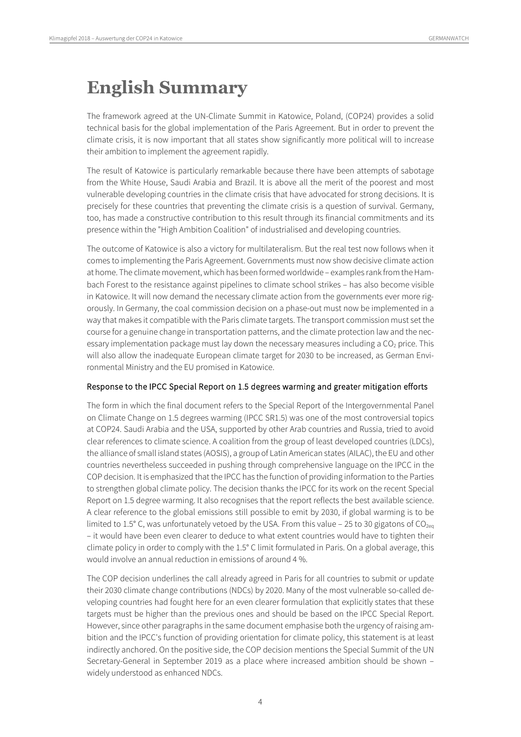# English Summary

The framework agreed at the UN-Climate Summit in Katowice, Poland, (COP24) provides a solid technical basis for the global implementation of the Paris Agreement. But in order to prevent the climate crisis, it is now important that all states show significantly more political will to increase their ambition to implement the agreement rapidly.

The result of Katowice is particularly remarkable because there have been attempts of sabotage from the White House, Saudi Arabia and Brazil. It is above all the merit of the poorest and most vulnerable developing countries in the climate crisis that have advocated for strong decisions. It is precisely for these countries that preventing the climate crisis is a question of survival. Germany, too, has made a constructive contribution to this result through its financial commitments and its presence within the "High Ambition Coalition" of industrialised and developing countries.

The outcome of Katowice is also a victory for multilateralism. But the real test now follows when it comes to implementing the Paris Agreement. Governments must now show decisive climate action at home. The climate movement, which has been formed worldwide – examples rank from the Hambach Forest to the resistance against pipelines to climate school strikes – has also become visible in Katowice. It will now demand the necessary climate action from the governments ever more rigorously. In Germany, the coal commission decision on a phase-out must now be implemented in a way that makes it compatible with the Paris climate targets. The transport commission must set the course for a genuine change in transportation patterns, and the climate protection law and the necessary implementation package must lay down the necessary measures including a $CO_2$ price. This will also allow the inadequate European climate target for 2030 to be increased, as German Environmental Ministry and the EU promised in Katowice.

### Response to the IPCC Special Report on 1.5 degrees warming and greater mitigation efforts

The form in which the final document refers to the Special Report of the Intergovernmental Panel on Climate Change on 1.5 degrees warming (IPCC SR1.5) was one of the most controversial topics at COP24. Saudi Arabia and the USA, supported by other Arab countries and Russia, tried to avoid clear references to climate science. A coalition from the group of least developed countries (LDCs), the alliance of small island states (AOSIS), a group of Latin American states (AILAC), the EU and other countries nevertheless succeeded in pushing through comprehensive language on the IPCC in the COP decision. It is emphasized that the IPCC has the function of providing information to the Parties to strengthen global climate policy. The decision thanks the IPCC for its work on the recent Special Report on 1.5 degree warming. It also recognises that the report reflects the best available science. A clear reference to the global emissions still possible to emit by 2030, if global warming is to be limited to 1.5° C, was unfortunately vetoed by the USA. From this value – 25 to 30 gigatons of $CO_{2eq}$ – it would have been even clearer to deduce to what extent countries would have to tighten their climate policy in order to comply with the 1.5° C limit formulated in Paris. On a global average, this would involve an annual reduction in emissions of around 4 %.

The COP decision underlines the call already agreed in Paris for all countries to submit or update their 2030 climate change contributions (NDCs) by 2020. Many of the most vulnerable so-called developing countries had fought here for an even clearer formulation that explicitly states that these targets must be higher than the previous ones and should be based on the IPCC Special Report. However, since other paragraphs in the same document emphasise both the urgency of raising ambition and the IPCC's function of providing orientation for climate policy, this statement is at least indirectly anchored. On the positive side, the COP decision mentions the Special Summit of the UN Secretary-General in September 2019 as a place where increased ambition should be shown – widely understood as enhanced NDCs.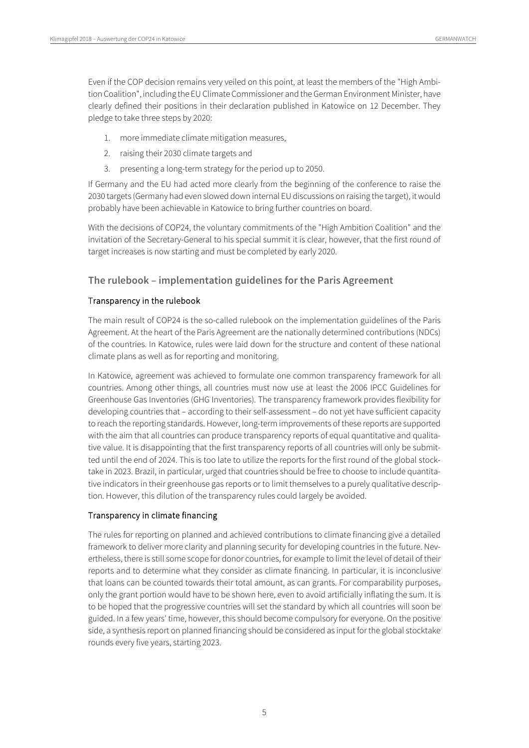Even if the COP decision remains very veiled on this point, at least the members of the "High Ambition Coalition", including the EU Climate Commissioner and the German Environment Minister, have clearly defined their positions in their declaration published in Katowice on 12 December. They pledge to take three steps by 2020:

1. more immediate climate mitigation measures,
2. raising their 2030 climate targets and
3. presenting a long-term strategy for the period up to 2050.

If Germany and the EU had acted more clearly from the beginning of the conference to raise the 2030 targets (Germany had even slowed down internal EU discussions on raising the target), it would probably have been achievable in Katowice to bring further countries on board.

With the decisions of COP24, the voluntary commitments of the "High Ambition Coalition" and the invitation of the Secretary-General to his special summit it is clear, however, that the first round of target increases is now starting and must be completed by early 2020.

## The rulebook – implementation guidelines for the Paris Agreement

### Transparency in the rulebook

The main result of COP24 is the so-called rulebook on the implementation guidelines of the Paris Agreement. At the heart of the Paris Agreement are the nationally determined contributions (NDCs) of the countries. In Katowice, rules were laid down for the structure and content of these national climate plans as well as for reporting and monitoring.

In Katowice, agreement was achieved to formulate one common transparency framework for all countries. Among other things, all countries must now use at least the 2006 IPCC Guidelines for Greenhouse Gas Inventories (GHG Inventories). The transparency framework provides flexibility for developing countries that – according to their self-assessment – do not yet have sufficient capacity to reach the reporting standards. However, long-term improvements of these reports are supported with the aim that all countries can produce transparency reports of equal quantitative and qualitative value. It is disappointing that the first transparency reports of all countries will only be submitted until the end of 2024. This is too late to utilize the reports for the first round of the global stocktake in 2023. Brazil, in particular, urged that countries should be free to choose to include quantitative indicators in their greenhouse gas reports or to limit themselves to a purely qualitative description. However, this dilution of the transparency rules could largely be avoided.

### Transparency in climate financing

The rules for reporting on planned and achieved contributions to climate financing give a detailed framework to deliver more clarity and planning security for developing countries in the future. Nevertheless, there is still some scope for donor countries, for example to limit the level of detail of their reports and to determine what they consider as climate financing. In particular, it is inconclusive that loans can be counted towards their total amount, as can grants. For comparability purposes, only the grant portion would have to be shown here, even to avoid artificially inflating the sum. It is to be hoped that the progressive countries will set the standard by which all countries will soon be guided. In a few years' time, however, this should become compulsory for everyone. On the positive side, a synthesis report on planned financing should be considered as input for the global stocktake rounds every five years, starting 2023.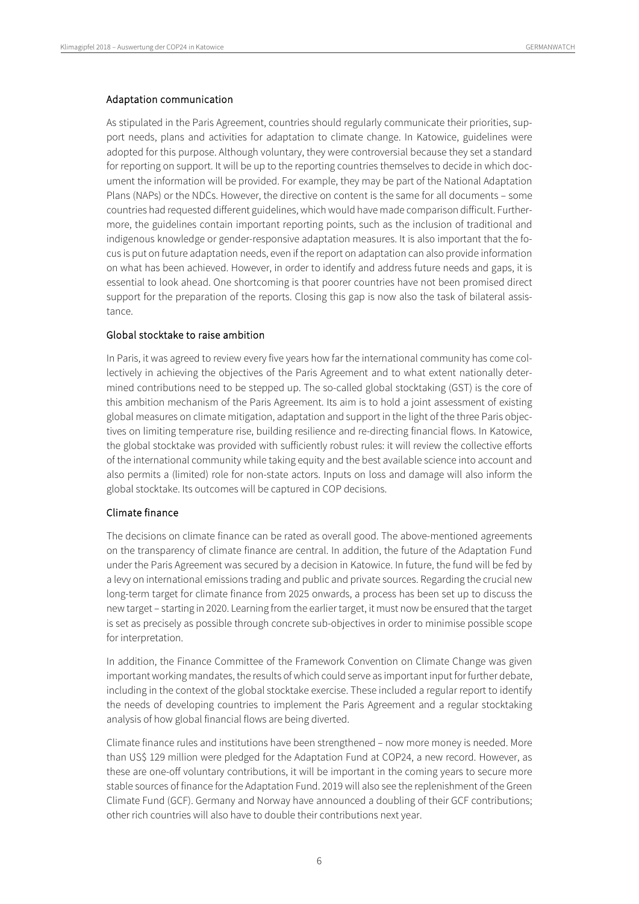### Adaptation communication

As stipulated in the Paris Agreement, countries should regularly communicate their priorities, support needs, plans and activities for adaptation to climate change. In Katowice, guidelines were adopted for this purpose. Although voluntary, they were controversial because they set a standard for reporting on support. It will be up to the reporting countries themselves to decide in which document the information will be provided. For example, they may be part of the National Adaptation Plans (NAPs) or the NDCs. However, the directive on content is the same for all documents – some countries had requested different guidelines, which would have made comparison difficult. Furthermore, the guidelines contain important reporting points, such as the inclusion of traditional and indigenous knowledge or gender-responsive adaptation measures. It is also important that the focus is put on future adaptation needs, even if the report on adaptation can also provide information on what has been achieved. However, in order to identify and address future needs and gaps, it is essential to look ahead. One shortcoming is that poorer countries have not been promised direct support for the preparation of the reports. Closing this gap is now also the task of bilateral assistance.

### Global stocktake to raise ambition

In Paris, it was agreed to review every five years how far the international community has come collectively in achieving the objectives of the Paris Agreement and to what extent nationally determined contributions need to be stepped up. The so-called global stocktaking (GST) is the core of this ambition mechanism of the Paris Agreement. Its aim is to hold a joint assessment of existing global measures on climate mitigation, adaptation and support in the light of the three Paris objectives on limiting temperature rise, building resilience and re-directing financial flows. In Katowice, the global stocktake was provided with sufficiently robust rules: it will review the collective efforts of the international community while taking equity and the best available science into account and also permits a (limited) role for non-state actors. Inputs on loss and damage will also inform the global stocktake. Its outcomes will be captured in COP decisions.

### Climate finance

The decisions on climate finance can be rated as overall good. The above-mentioned agreements on the transparency of climate finance are central. In addition, the future of the Adaptation Fund under the Paris Agreement was secured by a decision in Katowice. In future, the fund will be fed by a levy on international emissions trading and public and private sources. Regarding the crucial new long-term target for climate finance from 2025 onwards, a process has been set up to discuss the new target – starting in 2020. Learning from the earlier target, it must now be ensured that the target is set as precisely as possible through concrete sub-objectives in order to minimise possible scope for interpretation.

In addition, the Finance Committee of the Framework Convention on Climate Change was given important working mandates, the results of which could serve as important input for further debate, including in the context of the global stocktake exercise. These included a regular report to identify the needs of developing countries to implement the Paris Agreement and a regular stocktaking analysis of how global financial flows are being diverted.

Climate finance rules and institutions have been strengthened – now more money is needed. More than US$ 129 million were pledged for the Adaptation Fund at COP24, a new record. However, as these are one-off voluntary contributions, it will be important in the coming years to secure more stable sources of finance for the Adaptation Fund. 2019 will also see the replenishment of the Green Climate Fund (GCF). Germany and Norway have announced a doubling of their GCF contributions; other rich countries will also have to double their contributions next year.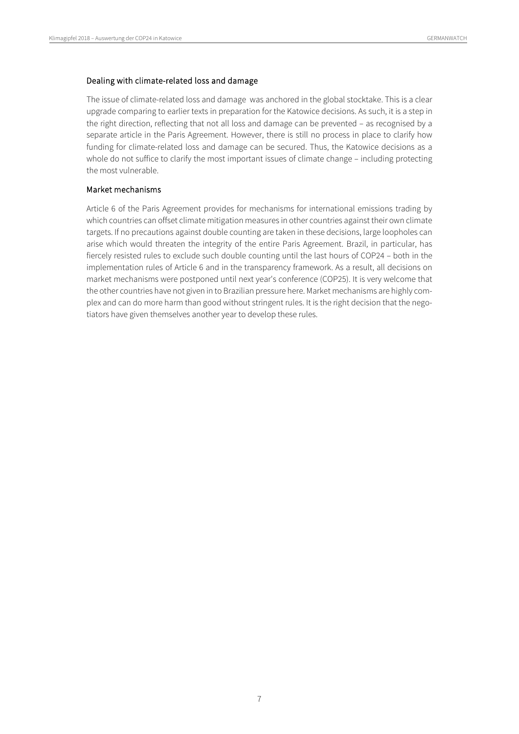### Dealing with climate-related loss and damage

The issue of climate-related loss and damage  was anchored in the global stocktake. This is a clear upgrade comparing to earlier texts in preparation for the Katowice decisions. As such, it is a step in the right direction, reflecting that not all loss and damage can be prevented – as recognised by a separate article in the Paris Agreement. However, there is still no process in place to clarify how funding for climate-related loss and damage can be secured. Thus, the Katowice decisions as a whole do not suffice to clarify the most important issues of climate change – including protecting the most vulnerable.

### Market mechanisms

Article 6 of the Paris Agreement provides for mechanisms for international emissions trading by which countries can offset climate mitigation measures in other countries against their own climate targets. If no precautions against double counting are taken in these decisions, large loopholes can arise which would threaten the integrity of the entire Paris Agreement. Brazil, in particular, has fiercely resisted rules to exclude such double counting until the last hours of COP24 – both in the implementation rules of Article 6 and in the transparency framework. As a result, all decisions on market mechanisms were postponed until next year's conference (COP25). It is very welcome that the other countries have not given in to Brazilian pressure here. Market mechanisms are highly complex and can do more harm than good without stringent rules. It is the right decision that the negotiators have given themselves another year to develop these rules.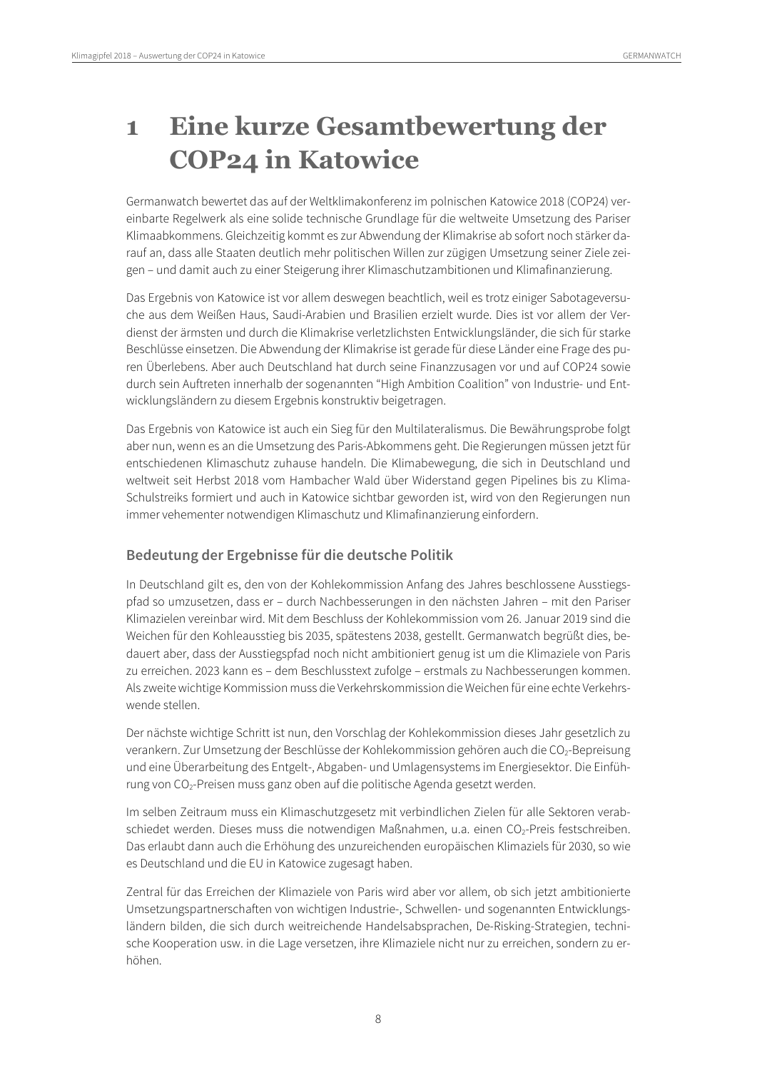# 1 Eine kurze Gesamtbewertung der COP24 in Katowice

Germanwatch bewertet das auf der Weltklimakonferenz im polnischen Katowice 2018 (COP24) vereinbarte Regelwerk als eine solide technische Grundlage für die weltweite Umsetzung des Pariser Klimaabkommens. Gleichzeitig kommt es zur Abwendung der Klimakrise ab sofort noch stärker darauf an, dass alle Staaten deutlich mehr politischen Willen zur zügigen Umsetzung seiner Ziele zeigen – und damit auch zu einer Steigerung ihrer Klimaschutzambitionen und Klimafinanzierung.

Das Ergebnis von Katowice ist vor allem deswegen beachtlich, weil es trotz einiger Sabotageversuche aus dem Weißen Haus, Saudi-Arabien und Brasilien erzielt wurde. Dies ist vor allem der Verdienst der ärmsten und durch die Klimakrise verletzlichsten Entwicklungsländer, die sich für starke Beschlüsse einsetzen. Die Abwendung der Klimakrise ist gerade für diese Länder eine Frage des puren Überlebens. Aber auch Deutschland hat durch seine Finanzzusagen vor und auf COP24 sowie durch sein Auftreten innerhalb der sogenannten "High Ambition Coalition" von Industrie- und Entwicklungsländern zu diesem Ergebnis konstruktiv beigetragen.

Das Ergebnis von Katowice ist auch ein Sieg für den Multilateralismus. Die Bewährungsprobe folgt aber nun, wenn es an die Umsetzung des Paris-Abkommens geht. Die Regierungen müssen jetzt für entschiedenen Klimaschutz zuhause handeln. Die Klimabewegung, die sich in Deutschland und weltweit seit Herbst 2018 vom Hambacher Wald über Widerstand gegen Pipelines bis zu Klima-Schulstreiks formiert und auch in Katowice sichtbar geworden ist, wird von den Regierungen nun immer vehementer notwendigen Klimaschutz und Klimafinanzierung einfordern.

### Bedeutung der Ergebnisse für die deutsche Politik

In Deutschland gilt es, den von der Kohlekommission Anfang des Jahres beschlossene Ausstiegspfad so umzusetzen, dass er – durch Nachbesserungen in den nächsten Jahren – mit den Pariser Klimazielen vereinbar wird. Mit dem Beschluss der Kohlekommission vom 26. Januar 2019 sind die Weichen für den Kohleausstieg bis 2035, spätestens 2038, gestellt. Germanwatch begrüßt dies, bedauert aber, dass der Ausstiegspfad noch nicht ambitioniert genug ist um die Klimaziele von Paris zu erreichen. 2023 kann es – dem Beschlusstext zufolge – erstmals zu Nachbesserungen kommen. Als zweite wichtige Kommission muss die Verkehrskommission die Weichen für eine echte Verkehrswende stellen.

Der nächste wichtige Schritt ist nun, den Vorschlag der Kohlekommission dieses Jahr gesetzlich zu verankern. Zur Umsetzung der Beschlüsse der Kohlekommission gehören auch die $CO_2$-Bepreisung und eine Überarbeitung des Entgelt-, Abgaben- und Umlagensystems im Energiesektor. Die Einführung von $CO_2$-Preisen muss ganz oben auf die politische Agenda gesetzt werden.

Im selben Zeitraum muss ein Klimaschutzgesetz mit verbindlichen Zielen für alle Sektoren verabschiedet werden. Dieses muss die notwendigen Maßnahmen, u.a. einen $CO_2$-Preis festschreiben. Das erlaubt dann auch die Erhöhung des unzureichenden europäischen Klimaziels für 2030, so wie es Deutschland und die EU in Katowice zugesagt haben.

Zentral für das Erreichen der Klimaziele von Paris wird aber vor allem, ob sich jetzt ambitionierte Umsetzungspartnerschaften von wichtigen Industrie-, Schwellen- und sogenannten Entwicklungsländern bilden, die sich durch weitreichende Handelsabsprachen, De-Risking-Strategien, technische Kooperation usw. in die Lage versetzen, ihre Klimaziele nicht nur zu erreichen, sondern zu erhöhen.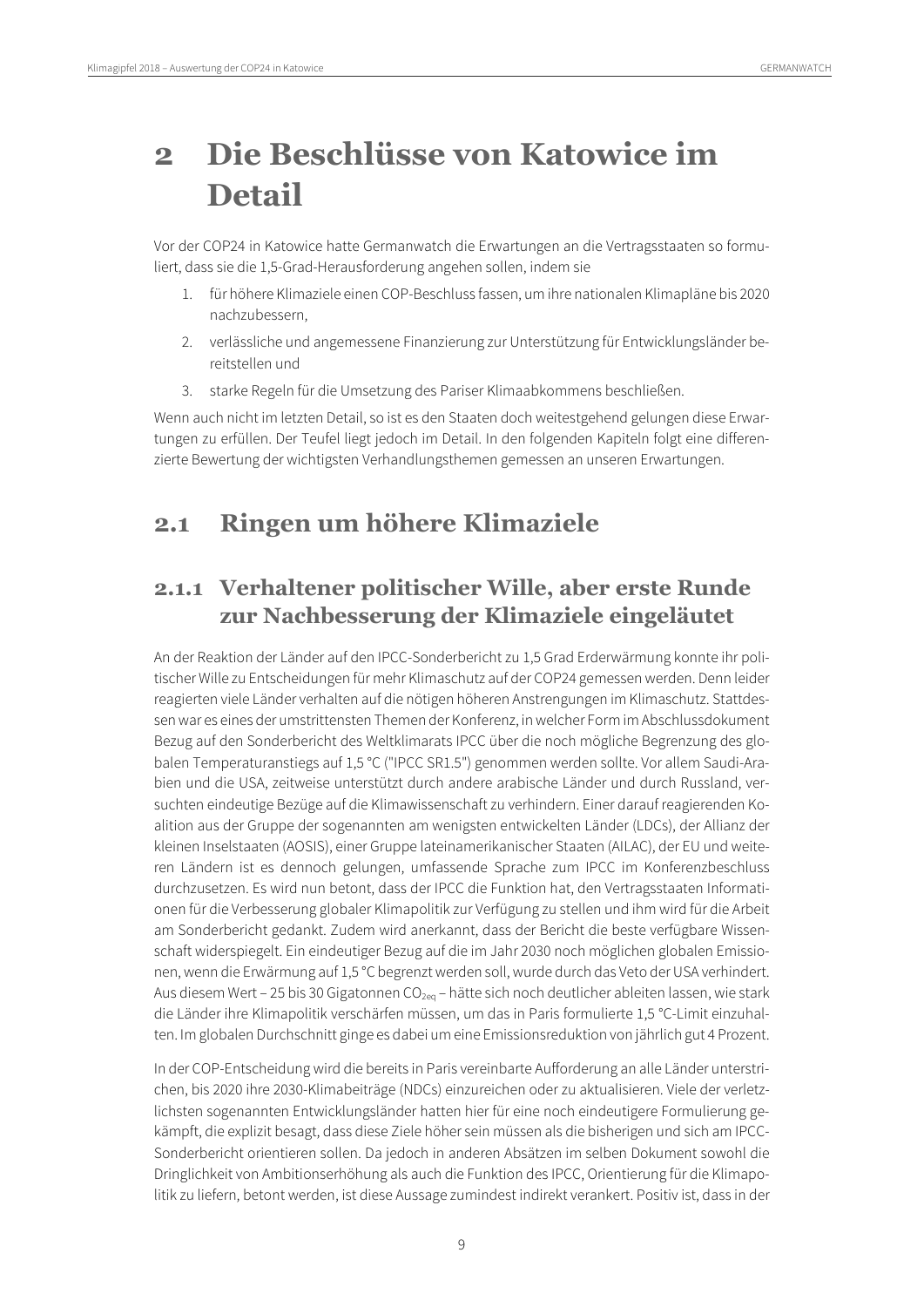# 2 Die Beschlüsse von Katowice im Detail

Vor der COP24 in Katowice hatte Germanwatch die Erwartungen an die Vertragsstaaten so formuliert, dass sie die 1,5-Grad-Herausforderung angehen sollen, indem sie

1. für höhere Klimaziele einen COP-Beschluss fassen, um ihre nationalen Klimapläne bis 2020 nachzubessern,
2. verlässliche und angemessene Finanzierung zur Unterstützung für Entwicklungsländer bereitstellen und
3. starke Regeln für die Umsetzung des Pariser Klimaabkommens beschließen.

Wenn auch nicht im letzten Detail, so ist es den Staaten doch weitestgehend gelungen diese Erwartungen zu erfüllen. Der Teufel liegt jedoch im Detail. In den folgenden Kapiteln folgt eine differenzierte Bewertung der wichtigsten Verhandlungsthemen gemessen an unseren Erwartungen.

## 2.1 Ringen um höhere Klimaziele

### 2.1.1 Verhaltener politischer Wille, aber erste Runde zur Nachbesserung der Klimaziele eingeläutet

An der Reaktion der Länder auf den IPCC-Sonderbericht zu 1,5 Grad Erderwärmung konnte ihr politischer Wille zu Entscheidungen für mehr Klimaschutz auf der COP24 gemessen werden. Denn leider reagierten viele Länder verhalten auf die nötigen höheren Anstrengungen im Klimaschutz. Stattdessen war es eines der umstrittensten Themen der Konferenz, in welcher Form im Abschlussdokument Bezug auf den Sonderbericht des Weltklimarats IPCC über die noch mögliche Begrenzung des globalen Temperaturanstiegs auf 1,5 °C ("IPCC SR1.5") genommen werden sollte. Vor allem Saudi-Arabien und die USA, zeitweise unterstützt durch andere arabische Länder und durch Russland, versuchten eindeutige Bezüge auf die Klimawissenschaft zu verhindern. Einer darauf reagierenden Koalition aus der Gruppe der sogenannten am wenigsten entwickelten Länder (LDCs), der Allianz der kleinen Inselstaaten (AOSIS), einer Gruppe lateinamerikanischer Staaten (AILAC), der EU und weiteren Ländern ist es dennoch gelungen, umfassende Sprache zum IPCC im Konferenzbeschluss durchzusetzen. Es wird nun betont, dass der IPCC die Funktion hat, den Vertragsstaaten Informationen für die Verbesserung globaler Klimapolitik zur Verfügung zu stellen und ihm wird für die Arbeit am Sonderbericht gedankt. Zudem wird anerkannt, dass der Bericht die beste verfügbare Wissenschaft widerspiegelt. Ein eindeutiger Bezug auf die im Jahr 2030 noch möglichen globalen Emissionen, wenn die Erwärmung auf 1,5 °C begrenzt werden soll, wurde durch das Veto der USA verhindert. Aus diesem Wert – 25 bis 30 Gigatonnen $CO_{2eq}$ – hätte sich noch deutlicher ableiten lassen, wie stark die Länder ihre Klimapolitik verschärfen müssen, um das in Paris formulierte 1,5 °C-Limit einzuhalten. Im globalen Durchschnitt ginge es dabei um eine Emissionsreduktion von jährlich gut 4 Prozent.

In der COP-Entscheidung wird die bereits in Paris vereinbarte Aufforderung an alle Länder unterstrichen, bis 2020 ihre 2030-Klimabeiträge (NDCs) einzureichen oder zu aktualisieren. Viele der verletzlichsten sogenannten Entwicklungsländer hatten hier für eine noch eindeutigere Formulierung gekämpft, die explizit besagt, dass diese Ziele höher sein müssen als die bisherigen und sich am IPCC-Sonderbericht orientieren sollen. Da jedoch in anderen Absätzen im selben Dokument sowohl die Dringlichkeit von Ambitionserhöhung als auch die Funktion des IPCC, Orientierung für die Klimapolitik zu liefern, betont werden, ist diese Aussage zumindest indirekt verankert. Positiv ist, dass in der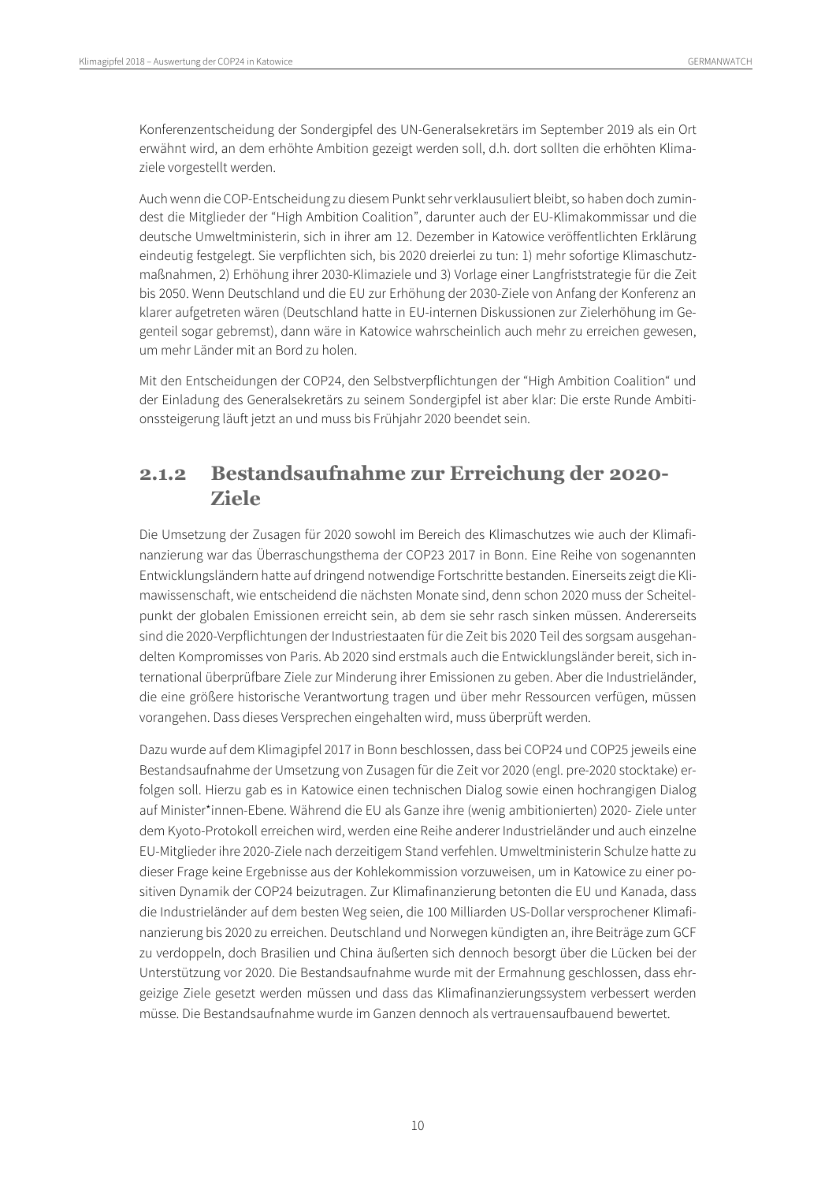Konferenzentscheidung der Sondergipfel des UN-Generalsekretärs im September 2019 als ein Ort erwähnt wird, an dem erhöhte Ambition gezeigt werden soll, d.h. dort sollten die erhöhten Klimaziele vorgestellt werden.

Auch wenn die COP-Entscheidung zu diesem Punkt sehr verklausuliert bleibt, so haben doch zumindest die Mitglieder der "High Ambition Coalition", darunter auch der EU-Klimakommissar und die deutsche Umweltministerin, sich in ihrer am 12. Dezember in Katowice veröffentlichten Erklärung eindeutig festgelegt. Sie verpflichten sich, bis 2020 dreierlei zu tun: 1) mehr sofortige Klimaschutzmaßnahmen, 2) Erhöhung ihrer 2030-Klimaziele und 3) Vorlage einer Langfriststrategie für die Zeit bis 2050. Wenn Deutschland und die EU zur Erhöhung der 2030-Ziele von Anfang der Konferenz an klarer aufgetreten wären (Deutschland hatte in EU-internen Diskussionen zur Zielerhöhung im Gegenteil sogar gebremst), dann wäre in Katowice wahrscheinlich auch mehr zu erreichen gewesen, um mehr Länder mit an Bord zu holen.

Mit den Entscheidungen der COP24, den Selbstverpflichtungen der "High Ambition Coalition" und der Einladung des Generalsekretärs zu seinem Sondergipfel ist aber klar: Die erste Runde Ambitionssteigerung läuft jetzt an und muss bis Frühjahr 2020 beendet sein.

### 2.1.2 Bestandsaufnahme zur Erreichung der 2020-Ziele

Die Umsetzung der Zusagen für 2020 sowohl im Bereich des Klimaschutzes wie auch der Klimafinanzierung war das Überraschungsthema der COP23 2017 in Bonn. Eine Reihe von sogenannten Entwicklungsländern hatte auf dringend notwendige Fortschritte bestanden. Einerseits zeigt die Klimawissenschaft, wie entscheidend die nächsten Monate sind, denn schon 2020 muss der Scheitelpunkt der globalen Emissionen erreicht sein, ab dem sie sehr rasch sinken müssen. Andererseits sind die 2020-Verpflichtungen der Industriestaaten für die Zeit bis 2020 Teil des sorgsam ausgehandelten Kompromisses von Paris. Ab 2020 sind erstmals auch die Entwicklungsländer bereit, sich international überprüfbare Ziele zur Minderung ihrer Emissionen zu geben. Aber die Industrieländer, die eine größere historische Verantwortung tragen und über mehr Ressourcen verfügen, müssen vorangehen. Dass dieses Versprechen eingehalten wird, muss überprüft werden.

Dazu wurde auf dem Klimagipfel 2017 in Bonn beschlossen, dass bei COP24 und COP25 jeweils eine Bestandsaufnahme der Umsetzung von Zusagen für die Zeit vor 2020 (engl. pre-2020 stocktake) erfolgen soll. Hierzu gab es in Katowice einen technischen Dialog sowie einen hochrangigen Dialog auf Minister*innen-Ebene. Während die EU als Ganze ihre (wenig ambitionierten) 2020- Ziele unter dem Kyoto-Protokoll erreichen wird, werden eine Reihe anderer Industrieländer und auch einzelne EU-Mitglieder ihre 2020-Ziele nach derzeitigem Stand verfehlen. Umweltministerin Schulze hatte zu dieser Frage keine Ergebnisse aus der Kohlekommission vorzuweisen, um in Katowice zu einer positiven Dynamik der COP24 beizutragen. Zur Klimafinanzierung betonten die EU und Kanada, dass die Industrieländer auf dem besten Weg seien, die 100 Milliarden US-Dollar versprochener Klimafinanzierung bis 2020 zu erreichen. Deutschland und Norwegen kündigten an, ihre Beiträge zum GCF zu verdoppeln, doch Brasilien und China äußerten sich dennoch besorgt über die Lücken bei der Unterstützung vor 2020. Die Bestandsaufnahme wurde mit der Ermahnung geschlossen, dass ehrgeizige Ziele gesetzt werden müssen und dass das Klimafinanzierungssystem verbessert werden müsse. Die Bestandsaufnahme wurde im Ganzen dennoch als vertrauensaufbauend bewertet.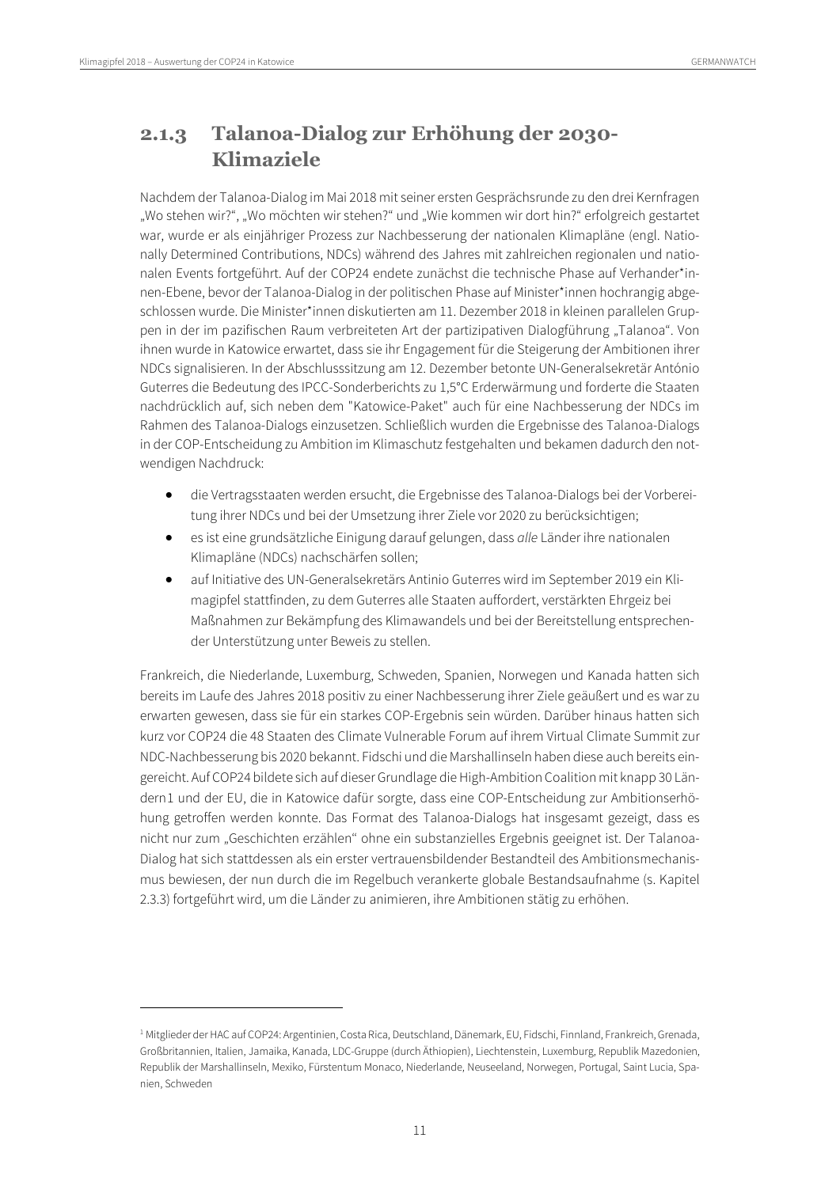### 2.1.3 Talanoa-Dialog zur Erhöhung der 2030-Klimaziele

Nachdem der Talanoa-Dialog im Mai 2018 mit seiner ersten Gesprächsrunde zu den drei Kernfragen „Wo stehen wir?", „Wo möchten wir stehen?" und „Wie kommen wir dort hin?" erfolgreich gestartet war, wurde er als einjähriger Prozess zur Nachbesserung der nationalen Klimapläne (engl. Nationally Determined Contributions, NDCs) während des Jahres mit zahlreichen regionalen und nationalen Events fortgeführt. Auf der COP24 endete zunächst die technische Phase auf Verhander*innen-Ebene, bevor der Talanoa-Dialog in der politischen Phase auf Minister*innen hochrangig abgeschlossen wurde. Die Minister*innen diskutierten am 11. Dezember 2018 in kleinen parallelen Gruppen in der im pazifischen Raum verbreiteten Art der partizipativen Dialogführung „Talanoa". Von ihnen wurde in Katowice erwartet, dass sie ihr Engagement für die Steigerung der Ambitionen ihrer NDCs signalisieren. In der Abschlusssitzung am 12. Dezember betonte UN-Generalsekretär António Guterres die Bedeutung des IPCC-Sonderberichts zu 1,5°C Erderwärmung und forderte die Staaten nachdrücklich auf, sich neben dem "Katowice-Paket" auch für eine Nachbesserung der NDCs im Rahmen des Talanoa-Dialogs einzusetzen. Schließlich wurden die Ergebnisse des Talanoa-Dialogs in der COP-Entscheidung zu Ambition im Klimaschutz festgehalten und bekamen dadurch den notwendigen Nachdruck:

- die Vertragsstaaten werden ersucht, die Ergebnisse des Talanoa-Dialogs bei der Vorbereitung ihrer NDCs und bei der Umsetzung ihrer Ziele vor 2020 zu berücksichtigen;
- es ist eine grundsätzliche Einigung darauf gelungen, dass *alle* Länder ihre nationalen Klimapläne (NDCs) nachschärfen sollen;
- auf Initiative des UN-Generalsekretärs Antinio Guterres wird im September 2019 ein Klimagipfel stattfinden, zu dem Guterres alle Staaten auffordert, verstärkten Ehrgeiz bei Maßnahmen zur Bekämpfung des Klimawandels und bei der Bereitstellung entsprechender Unterstützung unter Beweis zu stellen.

Frankreich, die Niederlande, Luxemburg, Schweden, Spanien, Norwegen und Kanada hatten sich bereits im Laufe des Jahres 2018 positiv zu einer Nachbesserung ihrer Ziele geäußert und es war zu erwarten gewesen, dass sie für ein starkes COP-Ergebnis sein würden. Darüber hinaus hatten sich kurz vor COP24 die 48 Staaten des Climate Vulnerable Forum auf ihrem Virtual Climate Summit zur NDC-Nachbesserung bis 2020 bekannt. Fidschi und die Marshallinseln haben diese auch bereits eingereicht. Auf COP24 bildete sich auf dieser Grundlage die High-Ambition Coalition mit knapp 30 Ländern[1] und der EU, die in Katowice dafür sorgte, dass eine COP-Entscheidung zur Ambitionserhöhung getroffen werden konnte. Das Format des Talanoa-Dialogs hat insgesamt gezeigt, dass es nicht nur zum „Geschichten erzählen" ohne ein substanzielles Ergebnis geeignet ist. Der Talanoa-Dialog hat sich stattdessen als ein erster vertrauensbildender Bestandteil des Ambitionsmechanismus bewiesen, der nun durch die im Regelbuch verankerte globale Bestandsaufnahme (s. Kapitel 2.3.3) fortgeführt wird, um die Länder zu animieren, ihre Ambitionen stätig zu erhöhen.

---

[1] Mitglieder der HAC auf COP24: Argentinien, Costa Rica, Deutschland, Dänemark, EU, Fidschi, Finnland, Frankreich, Grenada, Großbritannien, Italien, Jamaika, Kanada, LDC-Gruppe (durch Äthiopien), Liechtenstein, Luxemburg, Republik Mazedonien, Republik der Marshallinseln, Mexiko, Fürstentum Monaco, Niederlande, Neuseeland, Norwegen, Portugal, Saint Lucia, Spanien, Schweden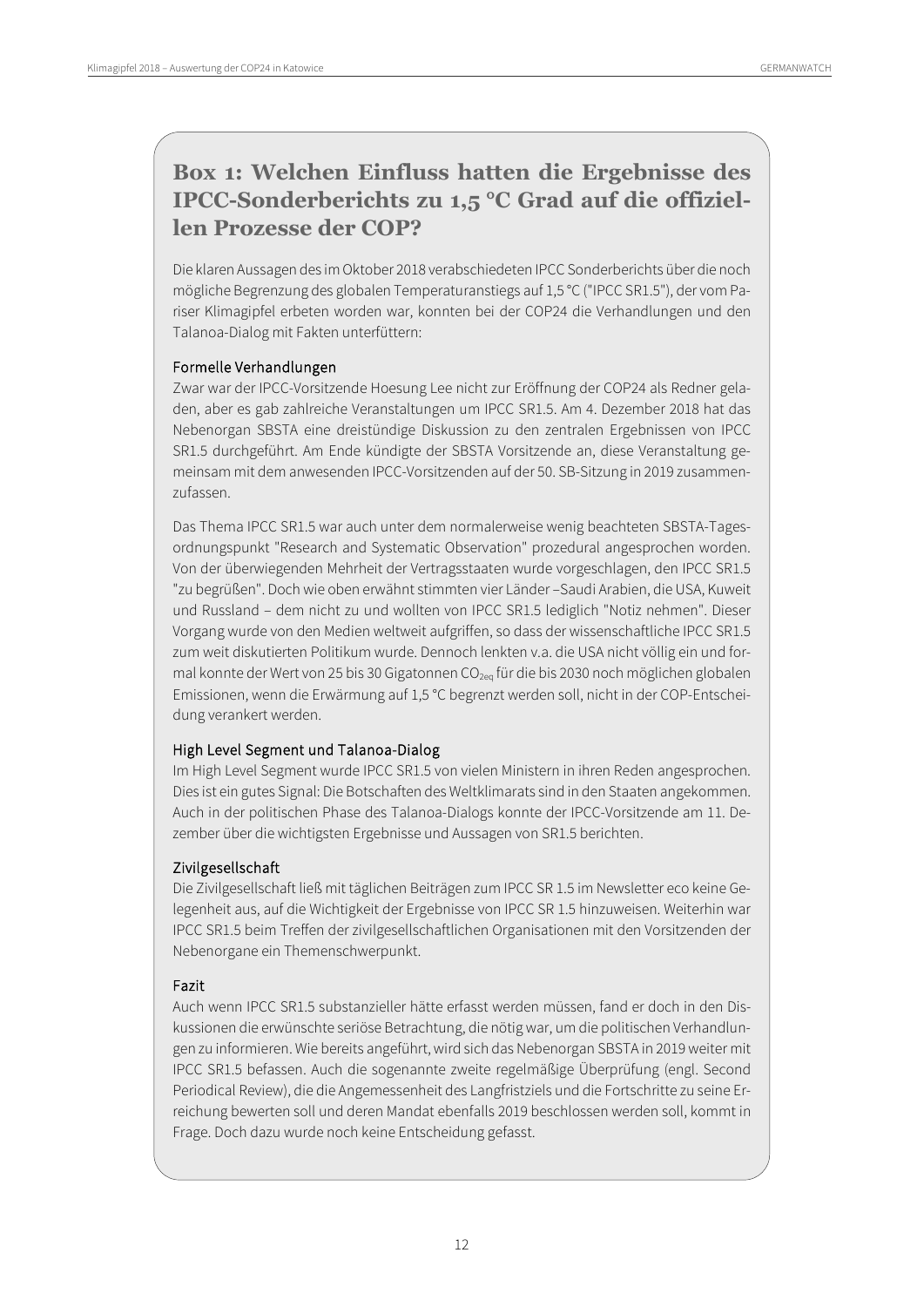## Box 1: Welchen Einfluss hatten die Ergebnisse des IPCC-Sonderberichts zu 1,5 °C Grad auf die offiziellen Prozesse der COP?

Die klaren Aussagen des im Oktober 2018 verabschiedeten IPCC Sonderberichts über die noch mögliche Begrenzung des globalen Temperaturanstiegs auf 1,5 °C ("IPCC SR1.5"), der vom Pariser Klimagipfel erbeten worden war, konnten bei der COP24 die Verhandlungen und den Talanoa-Dialog mit Fakten unterfüttern:

### Formelle Verhandlungen

Zwar war der IPCC-Vorsitzende Hoesung Lee nicht zur Eröffnung der COP24 als Redner geladen, aber es gab zahlreiche Veranstaltungen um IPCC SR1.5. Am 4. Dezember 2018 hat das Nebenorgan SBSTA eine dreistündige Diskussion zu den zentralen Ergebnissen von IPCC SR1.5 durchgeführt. Am Ende kündigte der SBSTA Vorsitzende an, diese Veranstaltung gemeinsam mit dem anwesenden IPCC-Vorsitzenden auf der 50. SB-Sitzung in 2019 zusammenzufassen.

Das Thema IPCC SR1.5 war auch unter dem normalerweise wenig beachteten SBSTA-Tagesordnungspunkt "Research and Systematic Observation" prozedural angesprochen worden. Von der überwiegenden Mehrheit der Vertragsstaaten wurde vorgeschlagen, den IPCC SR1.5 "zu begrüßen". Doch wie oben erwähnt stimmten vier Länder –Saudi Arabien, die USA, Kuweit und Russland – dem nicht zu und wollten von IPCC SR1.5 lediglich "Notiz nehmen". Dieser Vorgang wurde von den Medien weltweit aufgriffen, so dass der wissenschaftliche IPCC SR1.5 zum weit diskutierten Politikum wurde. Dennoch lenkten v.a. die USA nicht völlig ein und formal konnte der Wert von 25 bis 30 Gigatonnen $CO_{2eq}$ für die bis 2030 noch möglichen globalen Emissionen, wenn die Erwärmung auf 1,5 °C begrenzt werden soll, nicht in der COP-Entscheidung verankert werden.

### High Level Segment und Talanoa-Dialog

Im High Level Segment wurde IPCC SR1.5 von vielen Ministern in ihren Reden angesprochen. Dies ist ein gutes Signal: Die Botschaften des Weltklimarats sind in den Staaten angekommen. Auch in der politischen Phase des Talanoa-Dialogs konnte der IPCC-Vorsitzende am 11. Dezember über die wichtigsten Ergebnisse und Aussagen von SR1.5 berichten.

### Zivilgesellschaft

Die Zivilgesellschaft ließ mit täglichen Beiträgen zum IPCC SR 1.5 im Newsletter eco keine Gelegenheit aus, auf die Wichtigkeit der Ergebnisse von IPCC SR 1.5 hinzuweisen. Weiterhin war IPCC SR1.5 beim Treffen der zivilgesellschaftlichen Organisationen mit den Vorsitzenden der Nebenorgane ein Themenschwerpunkt.

### Fazit

Auch wenn IPCC SR1.5 substanzieller hätte erfasst werden müssen, fand er doch in den Diskussionen die erwünschte seriöse Betrachtung, die nötig war, um die politischen Verhandlungen zu informieren. Wie bereits angeführt, wird sich das Nebenorgan SBSTA in 2019 weiter mit IPCC SR1.5 befassen. Auch die sogenannte zweite regelmäßige Überprüfung (engl. Second Periodical Review), die die Angemessenheit des Langfristziels und die Fortschritte zu seine Erreichung bewerten soll und deren Mandat ebenfalls 2019 beschlossen werden soll, kommt in Frage. Doch dazu wurde noch keine Entscheidung gefasst.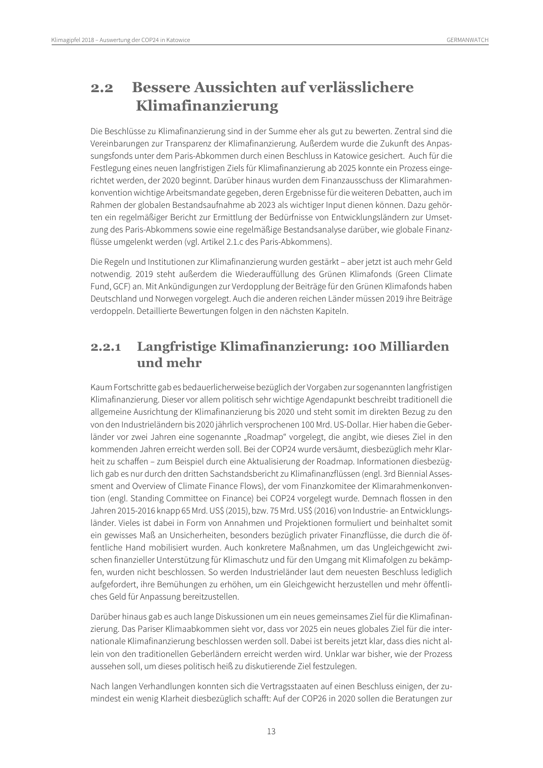## 2.2 Bessere Aussichten auf verlässlichere Klimafinanzierung

Die Beschlüsse zu Klimafinanzierung sind in der Summe eher als gut zu bewerten. Zentral sind die Vereinbarungen zur Transparenz der Klimafinanzierung. Außerdem wurde die Zukunft des Anpassungsfonds unter dem Paris-Abkommen durch einen Beschluss in Katowice gesichert. Auch für die Festlegung eines neuen langfristigen Ziels für Klimafinanzierung ab 2025 konnte ein Prozess eingerichtet werden, der 2020 beginnt. Darüber hinaus wurden dem Finanzausschuss der Klimarahmenkonvention wichtige Arbeitsmandate gegeben, deren Ergebnisse für die weiteren Debatten, auch im Rahmen der globalen Bestandsaufnahme ab 2023 als wichtiger Input dienen können. Dazu gehörten ein regelmäßiger Bericht zur Ermittlung der Bedürfnisse von Entwicklungsländern zur Umsetzung des Paris-Abkommens sowie eine regelmäßige Bestandsanalyse darüber, wie globale Finanzflüsse umgelenkt werden (vgl. Artikel 2.1.c des Paris-Abkommens).

Die Regeln und Institutionen zur Klimafinanzierung wurden gestärkt – aber jetzt ist auch mehr Geld notwendig. 2019 steht außerdem die Wiederauffüllung des Grünen Klimafonds (Green Climate Fund, GCF) an. Mit Ankündigungen zur Verdopplung der Beiträge für den Grünen Klimafonds haben Deutschland und Norwegen vorgelegt. Auch die anderen reichen Länder müssen 2019 ihre Beiträge verdoppeln. Detaillierte Bewertungen folgen in den nächsten Kapiteln.

### 2.2.1 Langfristige Klimafinanzierung: 100 Milliarden und mehr

Kaum Fortschritte gab es bedauerlicherweise bezüglich der Vorgaben zur sogenannten langfristigen Klimafinanzierung. Dieser vor allem politisch sehr wichtige Agendapunkt beschreibt traditionell die allgemeine Ausrichtung der Klimafinanzierung bis 2020 und steht somit im direkten Bezug zu den von den Industrieländern bis 2020 jährlich versprochenen 100 Mrd. US-Dollar. Hier haben die Geberländer vor zwei Jahren eine sogenannte „Roadmap" vorgelegt, die angibt, wie dieses Ziel in den kommenden Jahren erreicht werden soll. Bei der COP24 wurde versäumt, diesbezüglich mehr Klarheit zu schaffen – zum Beispiel durch eine Aktualisierung der Roadmap. Informationen diesbezüglich gab es nur durch den dritten Sachstandsbericht zu Klimafinanzflüssen (engl. 3rd Biennial Assessment and Overview of Climate Finance Flows), der vom Finanzkomitee der Klimarahmenkonvention (engl. Standing Committee on Finance) bei COP24 vorgelegt wurde. Demnach flossen in den Jahren 2015-2016 knapp 65 Mrd. US$ (2015), bzw. 75 Mrd. US$ (2016) von Industrie- an Entwicklungsländer. Vieles ist dabei in Form von Annahmen und Projektionen formuliert und beinhaltet somit ein gewisses Maß an Unsicherheiten, besonders bezüglich privater Finanzflüsse, die durch die öffentliche Hand mobilisiert wurden. Auch konkretere Maßnahmen, um das Ungleichgewicht zwischen finanzieller Unterstützung für Klimaschutz und für den Umgang mit Klimafolgen zu bekämpfen, wurden nicht beschlossen. So werden Industrieländer laut dem neuesten Beschluss lediglich aufgefordert, ihre Bemühungen zu erhöhen, um ein Gleichgewicht herzustellen und mehr öffentliches Geld für Anpassung bereitzustellen.

Darüber hinaus gab es auch lange Diskussionen um ein neues gemeinsames Ziel für die Klimafinanzierung. Das Pariser Klimaabkommen sieht vor, dass vor 2025 ein neues globales Ziel für die internationale Klimafinanzierung beschlossen werden soll. Dabei ist bereits jetzt klar, dass dies nicht allein von den traditionellen Geberländern erreicht werden wird. Unklar war bisher, wie der Prozess aussehen soll, um dieses politisch heiß zu diskutierende Ziel festzulegen.

Nach langen Verhandlungen konnten sich die Vertragsstaaten auf einen Beschluss einigen, der zumindest ein wenig Klarheit diesbezüglich schafft: Auf der COP26 in 2020 sollen die Beratungen zur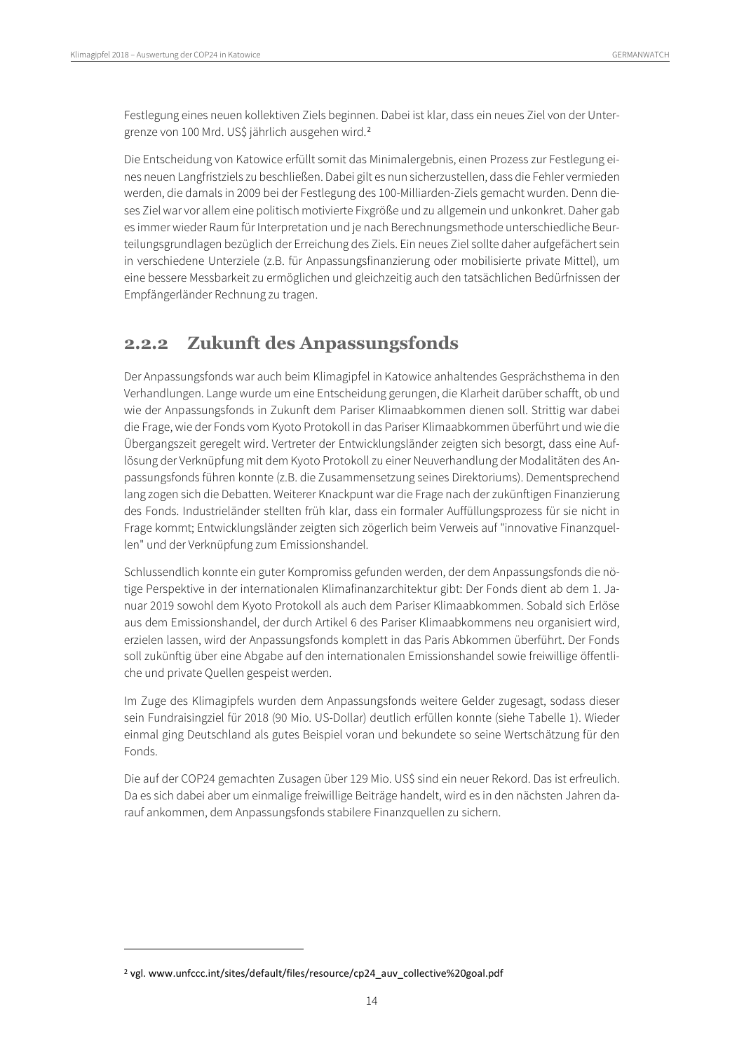Festlegung eines neuen kollektiven Ziels beginnen. Dabei ist klar, dass ein neues Ziel von der Untergrenze von 100 Mrd. US$ jährlich ausgehen wird.[2]

Die Entscheidung von Katowice erfüllt somit das Minimalergebnis, einen Prozess zur Festlegung eines neuen Langfristziels zu beschließen. Dabei gilt es nun sicherzustellen, dass die Fehler vermieden werden, die damals in 2009 bei der Festlegung des 100-Milliarden-Ziels gemacht wurden. Denn dieses Ziel war vor allem eine politisch motivierte Fixgröße und zu allgemein und unkonkret. Daher gab es immer wieder Raum für Interpretation und je nach Berechnungsmethode unterschiedliche Beurteilungsgrundlagen bezüglich der Erreichung des Ziels. Ein neues Ziel sollte daher aufgefächert sein in verschiedene Unterziele (z.B. für Anpassungsfinanzierung oder mobilisierte private Mittel), um eine bessere Messbarkeit zu ermöglichen und gleichzeitig auch den tatsächlichen Bedürfnissen der Empfängerländer Rechnung zu tragen.

### 2.2.2 Zukunft des Anpassungsfonds

Der Anpassungsfonds war auch beim Klimagipfel in Katowice anhaltendes Gesprächsthema in den Verhandlungen. Lange wurde um eine Entscheidung gerungen, die Klarheit darüber schafft, ob und wie der Anpassungsfonds in Zukunft dem Pariser Klimaabkommen dienen soll. Strittig war dabei die Frage, wie der Fonds vom Kyoto Protokoll in das Pariser Klimaabkommen überführt und wie die Übergangszeit geregelt wird. Vertreter der Entwicklungsländer zeigten sich besorgt, dass eine Auflösung der Verknüpfung mit dem Kyoto Protokoll zu einer Neuverhandlung der Modalitäten des Anpassungsfonds führen konnte (z.B. die Zusammensetzung seines Direktoriums). Dementsprechend lang zogen sich die Debatten. Weiterer Knackpunt war die Frage nach der zukünftigen Finanzierung des Fonds. Industrieländer stellten früh klar, dass ein formaler Auffüllungsprozess für sie nicht in Frage kommt; Entwicklungsländer zeigten sich zögerlich beim Verweis auf "innovative Finanzquellen" und der Verknüpfung zum Emissionshandel.

Schlussendlich konnte ein guter Kompromiss gefunden werden, der dem Anpassungsfonds die nötige Perspektive in der internationalen Klimafinanzarchitektur gibt: Der Fonds dient ab dem 1. Januar 2019 sowohl dem Kyoto Protokoll als auch dem Pariser Klimaabkommen. Sobald sich Erlöse aus dem Emissionshandel, der durch Artikel 6 des Pariser Klimaabkommens neu organisiert wird, erzielen lassen, wird der Anpassungsfonds komplett in das Paris Abkommen überführt. Der Fonds soll zukünftig über eine Abgabe auf den internationalen Emissionshandel sowie freiwillige öffentliche und private Quellen gespeist werden.

Im Zuge des Klimagipfels wurden dem Anpassungsfonds weitere Gelder zugesagt, sodass dieser sein Fundraisingziel für 2018 (90 Mio. US-Dollar) deutlich erfüllen konnte (siehe Tabelle 1). Wieder einmal ging Deutschland als gutes Beispiel voran und bekundete so seine Wertschätzung für den Fonds.

Die auf der COP24 gemachten Zusagen über 129 Mio. US$ sind ein neuer Rekord. Das ist erfreulich. Da es sich dabei aber um einmalige freiwillige Beiträge handelt, wird es in den nächsten Jahren darauf ankommen, dem Anpassungsfonds stabilere Finanzquellen zu sichern.

[2] vgl. www.unfccc.int/sites/default/files/resource/cp24_auv_collective%20goal.pdf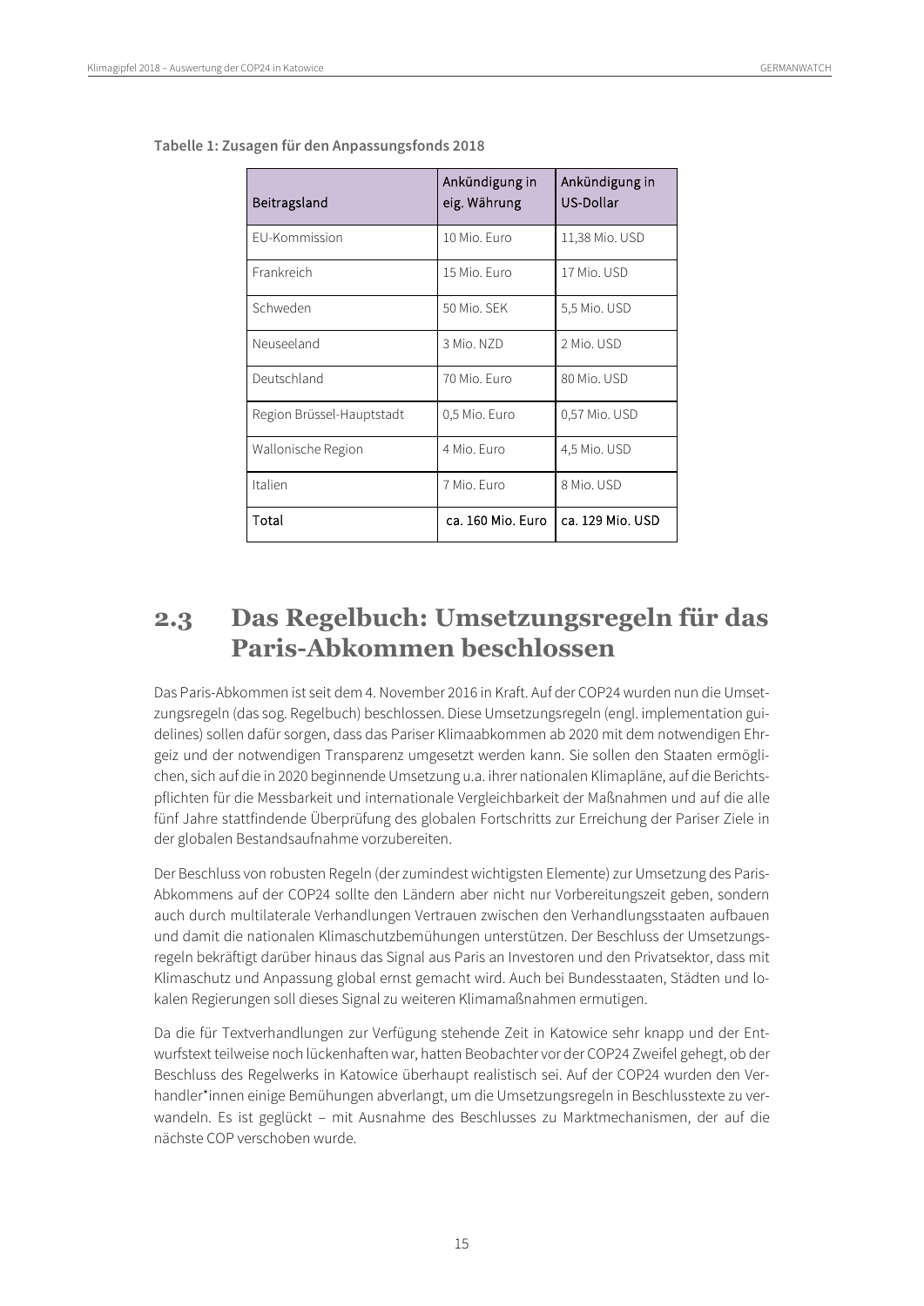**Tabelle 1: Zusagen für den Anpassungsfonds 2018**

| Beitragsland | Ankündigung in eig. Währung | Ankündigung in US-Dollar |
|---|---|---|
| EU-Kommission | 10 Mio. Euro | 11,38 Mio. USD |
| Frankreich | 15 Mio. Euro | 17 Mio. USD |
| Schweden | 50 Mio. SEK | 5,5 Mio. USD |
| Neuseeland | 3 Mio. NZD | 2 Mio. USD |
| Deutschland | 70 Mio. Euro | 80 Mio. USD |
| Region Brüssel-Hauptstadt | 0,5 Mio. Euro | 0,57 Mio. USD |
| Wallonische Region | 4 Mio. Euro | 4,5 Mio. USD |
| Italien | 7 Mio. Euro | 8 Mio. USD |
| Total | ca. 160 Mio. Euro | ca. 129 Mio. USD |

## 2.3 Das Regelbuch: Umsetzungsregeln für das Paris-Abkommen beschlossen

Das Paris-Abkommen ist seit dem 4. November 2016 in Kraft. Auf der COP24 wurden nun die Umsetzungsregeln (das sog. Regelbuch) beschlossen. Diese Umsetzungsregeln (engl. implementation guidelines) sollen dafür sorgen, dass das Pariser Klimaabkommen ab 2020 mit dem notwendigen Ehrgeiz und der notwendigen Transparenz umgesetzt werden kann. Sie sollen den Staaten ermöglichen, sich auf die in 2020 beginnende Umsetzung u.a. ihrer nationalen Klimapläne, auf die Berichtspflichten für die Messbarkeit und internationale Vergleichbarkeit der Maßnahmen und auf die alle fünf Jahre stattfindende Überprüfung des globalen Fortschritts zur Erreichung der Pariser Ziele in der globalen Bestandsaufnahme vorzubereiten.

Der Beschluss von robusten Regeln (der zumindest wichtigsten Elemente) zur Umsetzung des Paris-Abkommens auf der COP24 sollte den Ländern aber nicht nur Vorbereitungszeit geben, sondern auch durch multilaterale Verhandlungen Vertrauen zwischen den Verhandlungsstaaten aufbauen und damit die nationalen Klimaschutzbemühungen unterstützen. Der Beschluss der Umsetzungsregeln bekräftigt darüber hinaus das Signal aus Paris an Investoren und den Privatsektor, dass mit Klimaschutz und Anpassung global ernst gemacht wird. Auch bei Bundesstaaten, Städten und lokalen Regierungen soll dieses Signal zu weiteren Klimamaßnahmen ermutigen.

Da die für Textverhandlungen zur Verfügung stehende Zeit in Katowice sehr knapp und der Entwurfstext teilweise noch lückenhaften war, hatten Beobachter vor der COP24 Zweifel gehegt, ob der Beschluss des Regelwerks in Katowice überhaupt realistisch sei. Auf der COP24 wurden den Verhandler*innen einige Bemühungen abverlangt, um die Umsetzungsregeln in Beschlusstexte zu verwandeln. Es ist geglückt – mit Ausnahme des Beschlusses zu Marktmechanismen, der auf die nächste COP verschoben wurde.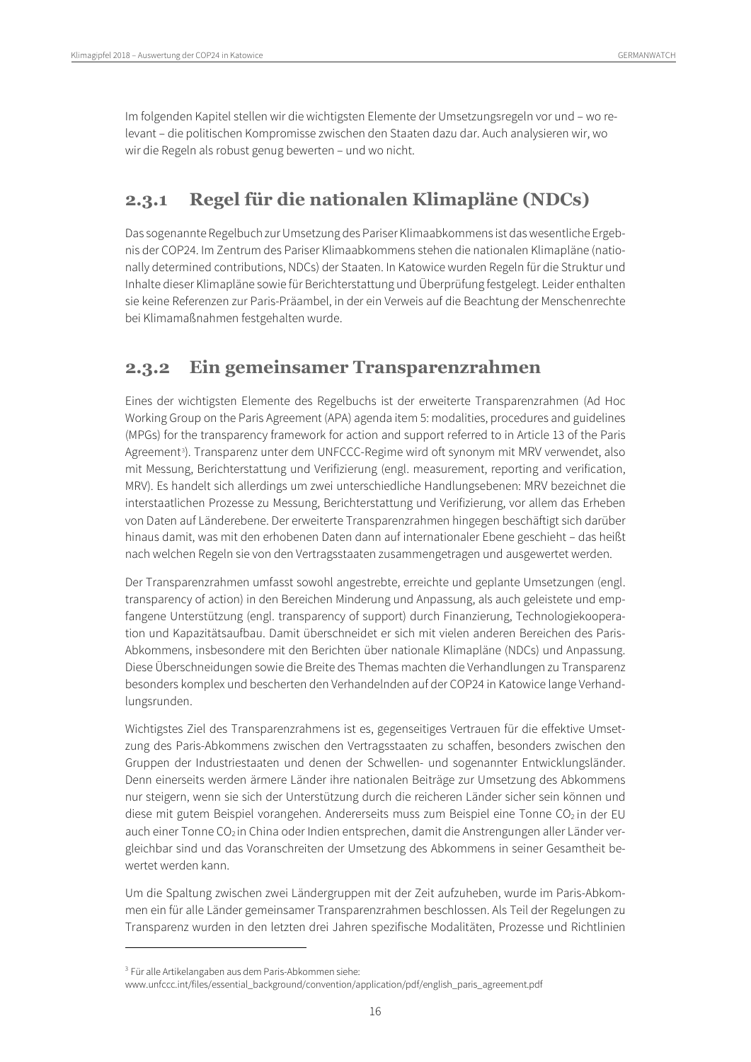Im folgenden Kapitel stellen wir die wichtigsten Elemente der Umsetzungsregeln vor und – wo relevant – die politischen Kompromisse zwischen den Staaten dazu dar. Auch analysieren wir, wo wir die Regeln als robust genug bewerten – und wo nicht.

### 2.3.1 Regel für die nationalen Klimapläne (NDCs)

Das sogenannte Regelbuch zur Umsetzung des Pariser Klimaabkommens ist das wesentliche Ergebnis der COP24. Im Zentrum des Pariser Klimaabkommens stehen die nationalen Klimapläne (nationally determined contributions, NDCs) der Staaten. In Katowice wurden Regeln für die Struktur und Inhalte dieser Klimapläne sowie für Berichterstattung und Überprüfung festgelegt. Leider enthalten sie keine Referenzen zur Paris-Präambel, in der ein Verweis auf die Beachtung der Menschenrechte bei Klimamaßnahmen festgehalten wurde.

### 2.3.2 Ein gemeinsamer Transparenzrahmen

Eines der wichtigsten Elemente des Regelbuchs ist der erweiterte Transparenzrahmen (Ad Hoc Working Group on the Paris Agreement (APA) agenda item 5: modalities, procedures and guidelines (MPGs) for the transparency framework for action and support referred to in Article 13 of the Paris Agreement[3]). Transparenz unter dem UNFCCC-Regime wird oft synonym mit MRV verwendet, also mit Messung, Berichterstattung und Verifizierung (engl. measurement, reporting and verification, MRV). Es handelt sich allerdings um zwei unterschiedliche Handlungsebenen: MRV bezeichnet die interstaatlichen Prozesse zu Messung, Berichterstattung und Verifizierung, vor allem das Erheben von Daten auf Länderebene. Der erweiterte Transparenzrahmen hingegen beschäftigt sich darüber hinaus damit, was mit den erhobenen Daten dann auf internationaler Ebene geschieht – das heißt nach welchen Regeln sie von den Vertragsstaaten zusammengetragen und ausgewertet werden.

Der Transparenzrahmen umfasst sowohl angestrebte, erreichte und geplante Umsetzungen (engl. transparency of action) in den Bereichen Minderung und Anpassung, als auch geleistete und empfangene Unterstützung (engl. transparency of support) durch Finanzierung, Technologiekooperation und Kapazitätsaufbau. Damit überschneidet er sich mit vielen anderen Bereichen des Paris-Abkommens, insbesondere mit den Berichten über nationale Klimapläne (NDCs) und Anpassung. Diese Überschneidungen sowie die Breite des Themas machten die Verhandlungen zu Transparenz besonders komplex und bescherten den Verhandelnden auf der COP24 in Katowice lange Verhandlungsrunden.

Wichtigstes Ziel des Transparenzrahmens ist es, gegenseitiges Vertrauen für die effektive Umsetzung des Paris-Abkommens zwischen den Vertragsstaaten zu schaffen, besonders zwischen den Gruppen der Industriestaaten und denen der Schwellen- und sogenannter Entwicklungsländer. Denn einerseits werden ärmere Länder ihre nationalen Beiträge zur Umsetzung des Abkommens nur steigern, wenn sie sich der Unterstützung durch die reicheren Länder sicher sein können und diese mit gutem Beispiel vorangehen. Andererseits muss zum Beispiel eine Tonne $CO_2$ in der EU auch einer Tonne $CO_2$ in China oder Indien entsprechen, damit die Anstrengungen aller Länder vergleichbar sind und das Voranschreiten der Umsetzung des Abkommens in seiner Gesamtheit bewertet werden kann.

Um die Spaltung zwischen zwei Ländergruppen mit der Zeit aufzuheben, wurde im Paris-Abkommen ein für alle Länder gemeinsamer Transparenzrahmen beschlossen. Als Teil der Regelungen zu Transparenz wurden in den letzten drei Jahren spezifische Modalitäten, Prozesse und Richtlinien

---

[3] Für alle Artikelangaben aus dem Paris-Abkommen siehe: www.unfccc.int/files/essential_background/convention/application/pdf/english_paris_agreement.pdf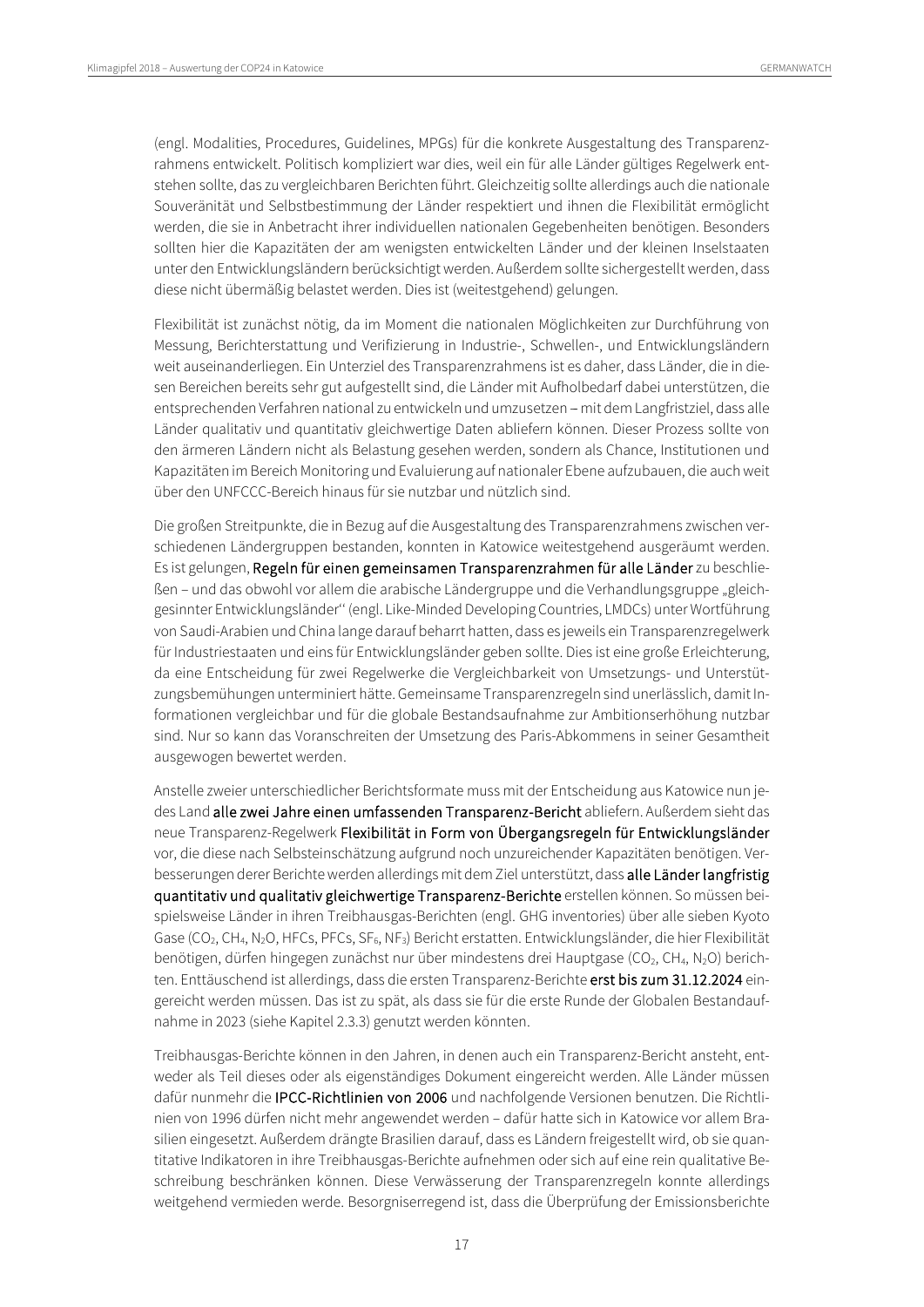(engl. Modalities, Procedures, Guidelines, MPGs) für die konkrete Ausgestaltung des Transparenzrahmens entwickelt. Politisch kompliziert war dies, weil ein für alle Länder gültiges Regelwerk entstehen sollte, das zu vergleichbaren Berichten führt. Gleichzeitig sollte allerdings auch die nationale Souveränität und Selbstbestimmung der Länder respektiert und ihnen die Flexibilität ermöglicht werden, die sie in Anbetracht ihrer individuellen nationalen Gegebenheiten benötigen. Besonders sollten hier die Kapazitäten der am wenigsten entwickelten Länder und der kleinen Inselstaaten unter den Entwicklungsländern berücksichtigt werden. Außerdem sollte sichergestellt werden, dass diese nicht übermäßig belastet werden. Dies ist (weitestgehend) gelungen.

Flexibilität ist zunächst nötig, da im Moment die nationalen Möglichkeiten zur Durchführung von Messung, Berichterstattung und Verifizierung in Industrie-, Schwellen-, und Entwicklungsländern weit auseinanderliegen. Ein Unterziel des Transparenzrahmens ist es daher, dass Länder, die in diesen Bereichen bereits sehr gut aufgestellt sind, die Länder mit Aufholbedarf dabei unterstützen, die entsprechenden Verfahren national zu entwickeln und umzusetzen – mit dem Langfristziel, dass alle Länder qualitativ und quantitativ gleichwertige Daten abliefern können. Dieser Prozess sollte von den ärmeren Ländern nicht als Belastung gesehen werden, sondern als Chance, Institutionen und Kapazitäten im Bereich Monitoring und Evaluierung auf nationaler Ebene aufzubauen, die auch weit über den UNFCCC-Bereich hinaus für sie nutzbar und nützlich sind.

Die großen Streitpunkte, die in Bezug auf die Ausgestaltung des Transparenzrahmens zwischen verschiedenen Ländergruppen bestanden, konnten in Katowice weitestgehend ausgeräumt werden. Es ist gelungen, **Regeln für einen gemeinsamen Transparenzrahmen für alle Länder** zu beschließen – und das obwohl vor allem die arabische Ländergruppe und die Verhandlungsgruppe „gleichgesinnter Entwicklungsländer" (engl. Like-Minded Developing Countries, LMDCs) unter Wortführung von Saudi-Arabien und China lange darauf beharrt hatten, dass es jeweils ein Transparenzregelwerk für Industriestaaten und eins für Entwicklungsländer geben sollte. Dies ist eine große Erleichterung, da eine Entscheidung für zwei Regelwerke die Vergleichbarkeit von Umsetzungs- und Unterstützungsbemühungen unterminiert hätte. Gemeinsame Transparenzregeln sind unerlässlich, damit Informationen vergleichbar und für die globale Bestandsaufnahme zur Ambitionserhöhung nutzbar sind. Nur so kann das Voranschreiten der Umsetzung des Paris-Abkommens in seiner Gesamtheit ausgewogen bewertet werden.

Anstelle zweier unterschiedlicher Berichtsformate muss mit der Entscheidung aus Katowice nun jedes Land **alle zwei Jahre einen umfassenden Transparenz-Bericht** abliefern. Außerdem sieht das neue Transparenz-Regelwerk **Flexibilität in Form von Übergangsregeln für Entwicklungsländer** vor, die diese nach Selbsteinschätzung aufgrund noch unzureichender Kapazitäten benötigen. Verbesserungen derer Berichte werden allerdings mit dem Ziel unterstützt, dass **alle Länder langfristig quantitativ und qualitativ gleichwertige Transparenz-Berichte** erstellen können. So müssen beispielsweise Länder in ihren Treibhausgas-Berichten (engl. GHG inventories) über alle sieben Kyoto Gase ($CO_2$, $CH_4$, $N_2O$, HFCs, PFCs, $SF_6$, $NF_3$) Bericht erstatten. Entwicklungsländer, die hier Flexibilität benötigen, dürfen hingegen zunächst nur über mindestens drei Hauptgase ($CO_2$, $CH_4$, $N_2O$) berichten. Enttäuschend ist allerdings, dass die ersten Transparenz-Berichte **erst bis zum 31.12.2024** eingereicht werden müssen. Das ist zu spät, als dass sie für die erste Runde der Globalen Bestandaufnahme in 2023 (siehe Kapitel 2.3.3) genutzt werden könnten.

Treibhausgas-Berichte können in den Jahren, in denen auch ein Transparenz-Bericht ansteht, entweder als Teil dieses oder als eigenständiges Dokument eingereicht werden. Alle Länder müssen dafür nunmehr die **IPCC-Richtlinien von 2006** und nachfolgende Versionen benutzen. Die Richtlinien von 1996 dürfen nicht mehr angewendet werden – dafür hatte sich in Katowice vor allem Brasilien eingesetzt. Außerdem drängte Brasilien darauf, dass es Ländern freigestellt wird, ob sie quantitative Indikatoren in ihre Treibhausgas-Berichte aufnehmen oder sich auf eine rein qualitative Beschreibung beschränken können. Diese Verwässerung der Transparenzregeln konnte allerdings weitgehend vermieden werde. Besorgniserregend ist, dass die Überprüfung der Emissionsberichte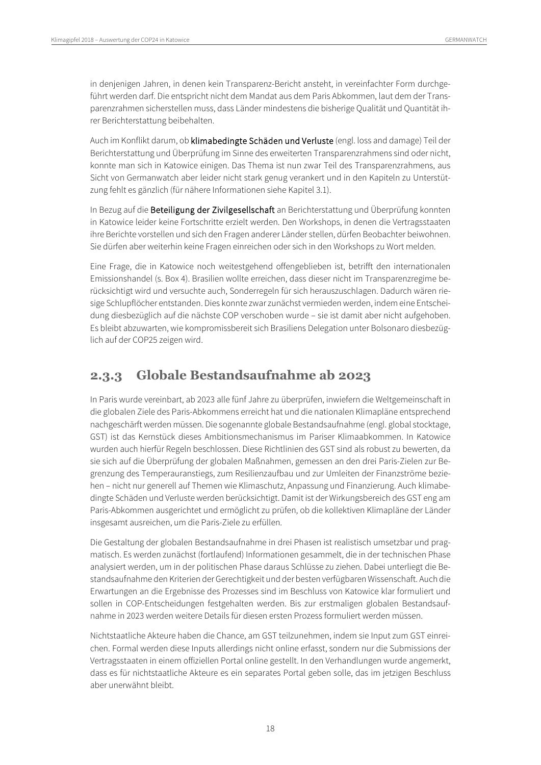in denjenigen Jahren, in denen kein Transparenz-Bericht ansteht, in vereinfachter Form durchgeführt werden darf. Die entspricht nicht dem Mandat aus dem Paris Abkommen, laut dem der Transparenzrahmen sicherstellen muss, dass Länder mindestens die bisherige Qualität und Quantität ihrer Berichterstattung beibehalten.

Auch im Konflikt darum, ob **klimabedingte Schäden und Verluste** (engl. loss and damage) Teil der Berichterstattung und Überprüfung im Sinne des erweiterten Transparenzrahmens sind oder nicht, konnte man sich in Katowice einigen. Das Thema ist nun zwar Teil des Transparenzrahmens, aus Sicht von Germanwatch aber leider nicht stark genug verankert und in den Kapiteln zu Unterstützung fehlt es gänzlich (für nähere Informationen siehe Kapitel 3.1).

In Bezug auf die **Beteiligung der Zivilgesellschaft** an Berichterstattung und Überprüfung konnten in Katowice leider keine Fortschritte erzielt werden. Den Workshops, in denen die Vertragsstaaten ihre Berichte vorstellen und sich den Fragen anderer Länder stellen, dürfen Beobachter beiwohnen. Sie dürfen aber weiterhin keine Fragen einreichen oder sich in den Workshops zu Wort melden.

Eine Frage, die in Katowice noch weitestgehend offengeblieben ist, betrifft den internationalen Emissionshandel (s. Box 4). Brasilien wollte erreichen, dass dieser nicht im Transparenzregime berücksichtigt wird und versuchte auch, Sonderregeln für sich herauszuschlagen. Dadurch wären riesige Schlupflöcher entstanden. Dies konnte zwar zunächst vermieden werden, indem eine Entscheidung diesbezüglich auf die nächste COP verschoben wurde – sie ist damit aber nicht aufgehoben. Es bleibt abzuwarten, wie kompromissbereit sich Brasiliens Delegation unter Bolsonaro diesbezüglich auf der COP25 zeigen wird.

### 2.3.3 Globale Bestandsaufnahme ab 2023

In Paris wurde vereinbart, ab 2023 alle fünf Jahre zu überprüfen, inwiefern die Weltgemeinschaft in die globalen Ziele des Paris-Abkommens erreicht hat und die nationalen Klimapläne entsprechend nachgeschärft werden müssen. Die sogenannte globale Bestandsaufnahme (engl. global stocktage, GST) ist das Kernstück dieses Ambitionsmechanismus im Pariser Klimaabkommen. In Katowice wurden auch hierfür Regeln beschlossen. Diese Richtlinien des GST sind als robust zu bewerten, da sie sich auf die Überprüfung der globalen Maßnahmen, gemessen an den drei Paris-Zielen zur Begrenzung des Temperauranstiegs, zum Resilienzaufbau und zur Umleiten der Finanzströme beziehen – nicht nur generell auf Themen wie Klimaschutz, Anpassung und Finanzierung. Auch klimabedingte Schäden und Verluste werden berücksichtigt. Damit ist der Wirkungsbereich des GST eng am Paris-Abkommen ausgerichtet und ermöglicht zu prüfen, ob die kollektiven Klimapläne der Länder insgesamt ausreichen, um die Paris-Ziele zu erfüllen.

Die Gestaltung der globalen Bestandsaufnahme in drei Phasen ist realistisch umsetzbar und pragmatisch. Es werden zunächst (fortlaufend) Informationen gesammelt, die in der technischen Phase analysiert werden, um in der politischen Phase daraus Schlüsse zu ziehen. Dabei unterliegt die Bestandsaufnahme den Kriterien der Gerechtigkeit und der besten verfügbaren Wissenschaft. Auch die Erwartungen an die Ergebnisse des Prozesses sind im Beschluss von Katowice klar formuliert und sollen in COP-Entscheidungen festgehalten werden. Bis zur erstmaligen globalen Bestandsaufnahme in 2023 werden weitere Details für diesen ersten Prozess formuliert werden müssen.

Nichtstaatliche Akteure haben die Chance, am GST teilzunehmen, indem sie Input zum GST einreichen. Formal werden diese Inputs allerdings nicht online erfasst, sondern nur die Submissions der Vertragsstaaten in einem offiziellen Portal online gestellt. In den Verhandlungen wurde angemerkt, dass es für nichtstaatliche Akteure es ein separates Portal geben solle, das im jetzigen Beschluss aber unerwähnt bleibt.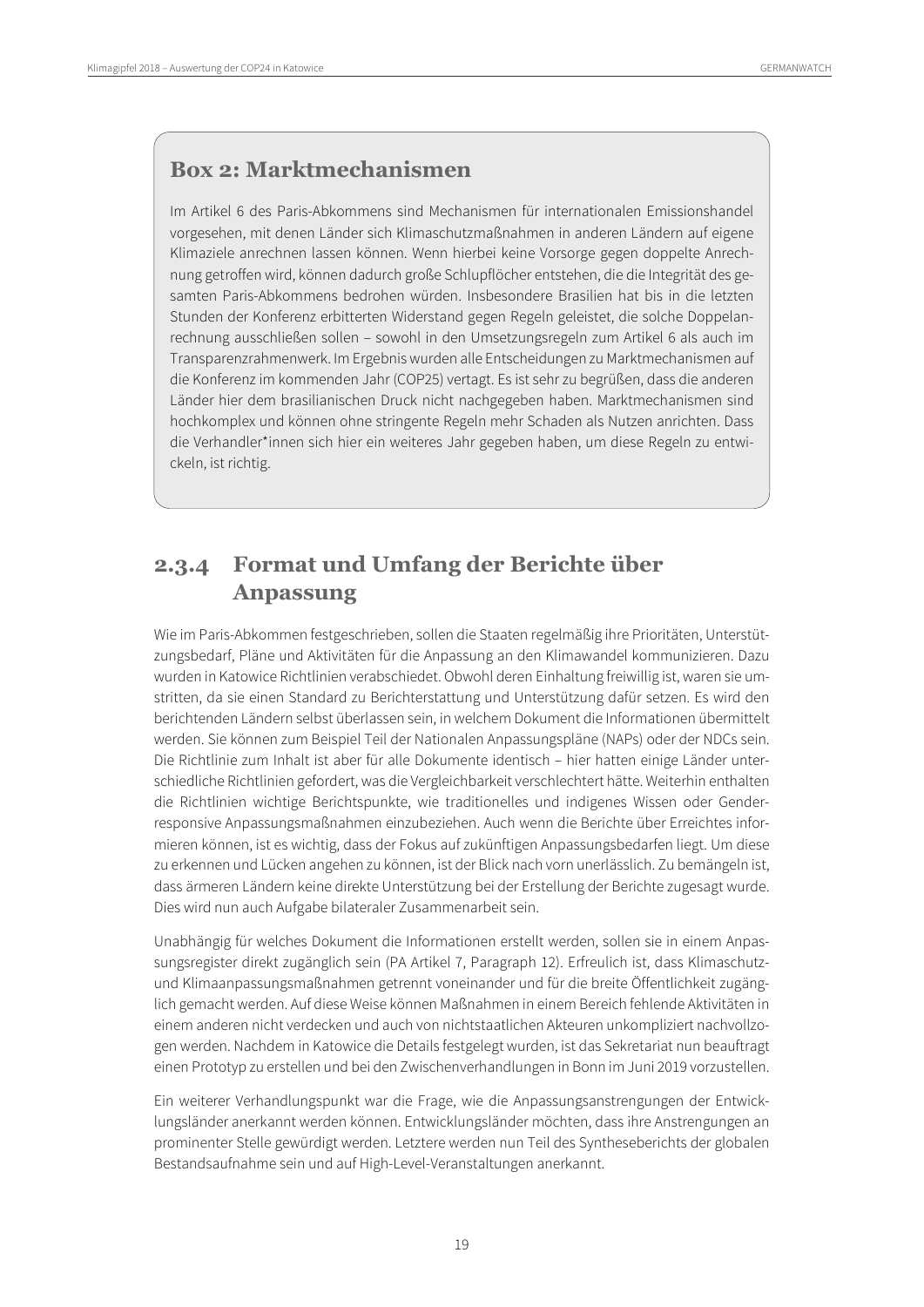### Box 2: Marktmechanismen

Im Artikel 6 des Paris-Abkommens sind Mechanismen für internationalen Emissionshandel vorgesehen, mit denen Länder sich Klimaschutzmaßnahmen in anderen Ländern auf eigene Klimaziele anrechnen lassen können. Wenn hierbei keine Vorsorge gegen doppelte Anrechnung getroffen wird, können dadurch große Schlupflöcher entstehen, die die Integrität des gesamten Paris-Abkommens bedrohen würden. Insbesondere Brasilien hat bis in die letzten Stunden der Konferenz erbitterten Widerstand gegen Regeln geleistet, die solche Doppelanrechnung ausschließen sollen – sowohl in den Umsetzungsregeln zum Artikel 6 als auch im Transparenzrahmenwerk. Im Ergebnis wurden alle Entscheidungen zu Marktmechanismen auf die Konferenz im kommenden Jahr (COP25) vertagt. Es ist sehr zu begrüßen, dass die anderen Länder hier dem brasilianischen Druck nicht nachgegeben haben. Marktmechanismen sind hochkomplex und können ohne stringente Regeln mehr Schaden als Nutzen anrichten. Dass die Verhandler*innen sich hier ein weiteres Jahr gegeben haben, um diese Regeln zu entwickeln, ist richtig.

### 2.3.4 Format und Umfang der Berichte über Anpassung

Wie im Paris-Abkommen festgeschrieben, sollen die Staaten regelmäßig ihre Prioritäten, Unterstützungsbedarf, Pläne und Aktivitäten für die Anpassung an den Klimawandel kommunizieren. Dazu wurden in Katowice Richtlinien verabschiedet. Obwohl deren Einhaltung freiwillig ist, waren sie umstritten, da sie einen Standard zu Berichterstattung und Unterstützung dafür setzen. Es wird den berichtenden Ländern selbst überlassen sein, in welchem Dokument die Informationen übermittelt werden. Sie können zum Beispiel Teil der Nationalen Anpassungspläne (NAPs) oder der NDCs sein. Die Richtlinie zum Inhalt ist aber für alle Dokumente identisch – hier hatten einige Länder unterschiedliche Richtlinien gefordert, was die Vergleichbarkeit verschlechtert hätte. Weiterhin enthalten die Richtlinien wichtige Berichtspunkte, wie traditionelles und indigenes Wissen oder Gender-responsive Anpassungsmaßnahmen einzubeziehen. Auch wenn die Berichte über Erreichtes informieren können, ist es wichtig, dass der Fokus auf zukünftigen Anpassungsbedarfen liegt. Um diese zu erkennen und Lücken angehen zu können, ist der Blick nach vorn unerlässlich. Zu bemängeln ist, dass ärmeren Ländern keine direkte Unterstützung bei der Erstellung der Berichte zugesagt wurde. Dies wird nun auch Aufgabe bilateraler Zusammenarbeit sein.

Unabhängig für welches Dokument die Informationen erstellt werden, sollen sie in einem Anpassungsregister direkt zugänglich sein (PA Artikel 7, Paragraph 12). Erfreulich ist, dass Klimaschutz- und Klimaanpassungsmaßnahmen getrennt voneinander und für die breite Öffentlichkeit zugänglich gemacht werden. Auf diese Weise können Maßnahmen in einem Bereich fehlende Aktivitäten in einem anderen nicht verdecken und auch von nichtstaatlichen Akteuren unkompliziert nachvollzogen werden. Nachdem in Katowice die Details festgelegt wurden, ist das Sekretariat nun beauftragt einen Prototyp zu erstellen und bei den Zwischenverhandlungen in Bonn im Juni 2019 vorzustellen.

Ein weiterer Verhandlungspunkt war die Frage, wie die Anpassungsanstrengungen der Entwicklungsländer anerkannt werden können. Entwicklungsländer möchten, dass ihre Anstrengungen an prominenter Stelle gewürdigt werden. Letztere werden nun Teil des Syntheseberichts der globalen Bestandsaufnahme sein und auf High-Level-Veranstaltungen anerkannt.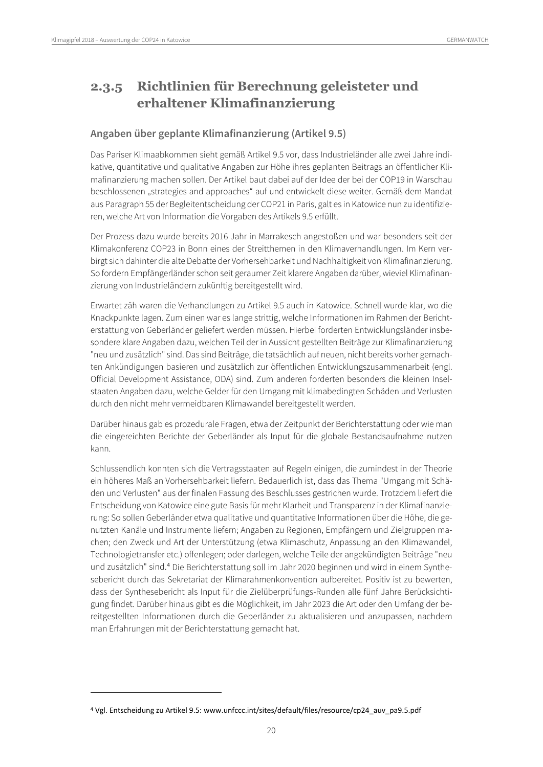## 2.3.5 Richtlinien für Berechnung geleisteter und erhaltener Klimafinanzierung

### Angaben über geplante Klimafinanzierung (Artikel 9.5)

Das Pariser Klimaabkommen sieht gemäß Artikel 9.5 vor, dass Industrieländer alle zwei Jahre indikative, quantitative und qualitative Angaben zur Höhe ihres geplanten Beitrags an öffentlicher Klimafinanzierung machen sollen. Der Artikel baut dabei auf der Idee der bei der COP19 in Warschau beschlossenen „strategies and approaches" auf und entwickelt diese weiter. Gemäß dem Mandat aus Paragraph 55 der Begleitentscheidung der COP21 in Paris, galt es in Katowice nun zu identifizieren, welche Art von Information die Vorgaben des Artikels 9.5 erfüllt.

Der Prozess dazu wurde bereits 2016 Jahr in Marrakesch angestoßen und war besonders seit der Klimakonferenz COP23 in Bonn eines der Streitthemen in den Klimaverhandlungen. Im Kern verbirgt sich dahinter die alte Debatte der Vorhersehbarkeit und Nachhaltigkeit von Klimafinanzierung. So fordern Empfängerländer schon seit geraumer Zeit klarere Angaben darüber, wieviel Klimafinanzierung von Industrieländern zukünftig bereitgestellt wird.

Erwartet zäh waren die Verhandlungen zu Artikel 9.5 auch in Katowice. Schnell wurde klar, wo die Knackpunkte lagen. Zum einen war es lange strittig, welche Informationen im Rahmen der Berichterstattung von Geberländer geliefert werden müssen. Hierbei forderten Entwicklungsländer insbesondere klare Angaben dazu, welchen Teil der in Aussicht gestellten Beiträge zur Klimafinanzierung "neu und zusätzlich" sind. Das sind Beiträge, die tatsächlich auf neuen, nicht bereits vorher gemachten Ankündigungen basieren und zusätzlich zur öffentlichen Entwicklungszusammenarbeit (engl. Official Development Assistance, ODA) sind. Zum anderen forderten besonders die kleinen Inselstaaten Angaben dazu, welche Gelder für den Umgang mit klimabedingten Schäden und Verlusten durch den nicht mehr vermeidbaren Klimawandel bereitgestellt werden.

Darüber hinaus gab es prozedurale Fragen, etwa der Zeitpunkt der Berichterstattung oder wie man die eingereichten Berichte der Geberländer als Input für die globale Bestandsaufnahme nutzen kann.

Schlussendlich konnten sich die Vertragsstaaten auf Regeln einigen, die zumindest in der Theorie ein höheres Maß an Vorhersehbarkeit liefern. Bedauerlich ist, dass das Thema "Umgang mit Schäden und Verlusten" aus der finalen Fassung des Beschlusses gestrichen wurde. Trotzdem liefert die Entscheidung von Katowice eine gute Basis für mehr Klarheit und Transparenz in der Klimafinanzierung: So sollen Geberländer etwa qualitative und quantitative Informationen über die Höhe, die genutzten Kanäle und Instrumente liefern; Angaben zu Regionen, Empfängern und Zielgruppen machen; den Zweck und Art der Unterstützung (etwa Klimaschutz, Anpassung an den Klimawandel, Technologietransfer etc.) offenlegen; oder darlegen, welche Teile der angekündigten Beiträge "neu und zusätzlich" sind.[4] Die Berichterstattung soll im Jahr 2020 beginnen und wird in einem Synthesebericht durch das Sekretariat der Klimarahmenkonvention aufbereitet. Positiv ist zu bewerten, dass der Synthesebericht als Input für die Zielüberprüfungs-Runden alle fünf Jahre Berücksichtigung findet. Darüber hinaus gibt es die Möglichkeit, im Jahr 2023 die Art oder den Umfang der bereitgestellten Informationen durch die Geberländer zu aktualisieren und anzupassen, nachdem man Erfahrungen mit der Berichterstattung gemacht hat.

[4] Vgl. Entscheidung zu Artikel 9.5: www.unfccc.int/sites/default/files/resource/cp24_auv_pa9.5.pdf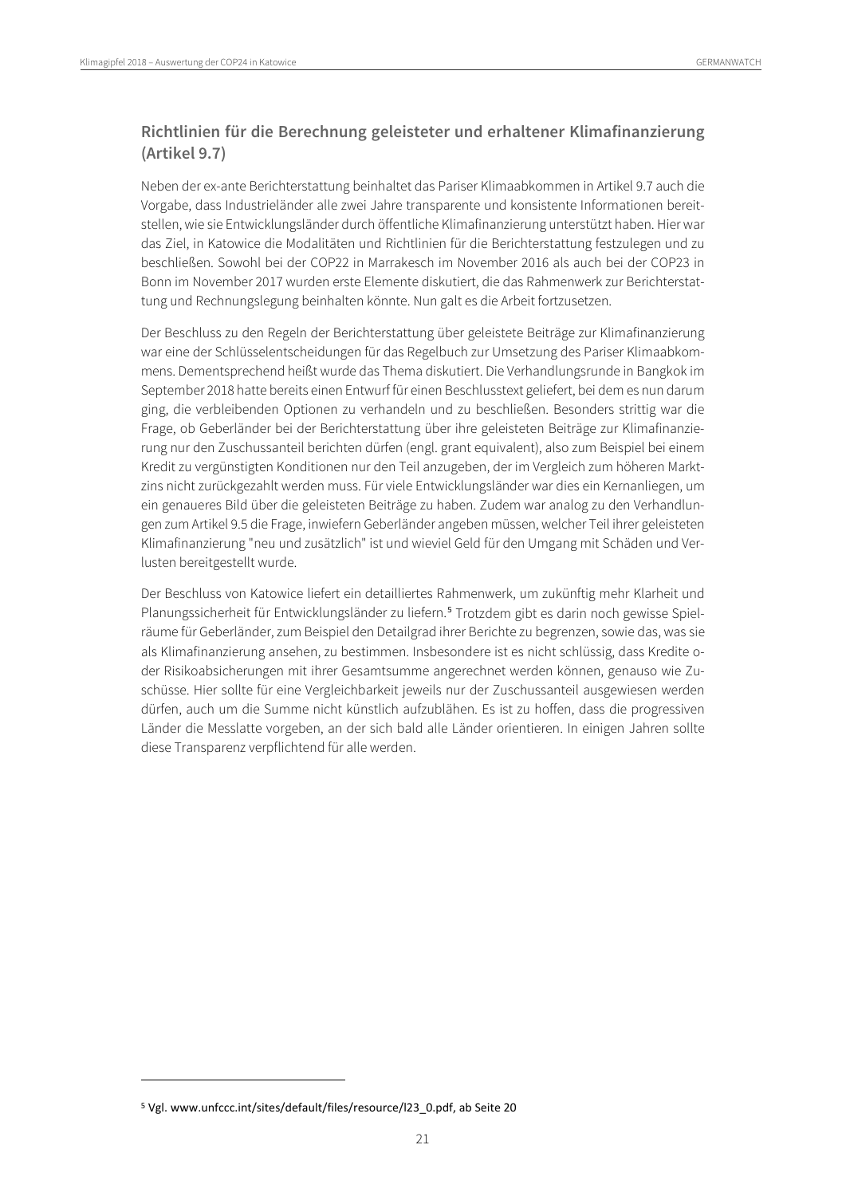## Richtlinien für die Berechnung geleisteter und erhaltener Klimafinanzierung (Artikel 9.7)

Neben der ex-ante Berichterstattung beinhaltet das Pariser Klimaabkommen in Artikel 9.7 auch die Vorgabe, dass Industrieländer alle zwei Jahre transparente und konsistente Informationen bereitstellen, wie sie Entwicklungsländer durch öffentliche Klimafinanzierung unterstützt haben. Hier war das Ziel, in Katowice die Modalitäten und Richtlinien für die Berichterstattung festzulegen und zu beschließen. Sowohl bei der COP22 in Marrakesch im November 2016 als auch bei der COP23 in Bonn im November 2017 wurden erste Elemente diskutiert, die das Rahmenwerk zur Berichterstattung und Rechnungslegung beinhalten könnte. Nun galt es die Arbeit fortzusetzen.

Der Beschluss zu den Regeln der Berichterstattung über geleistete Beiträge zur Klimafinanzierung war eine der Schlüsselentscheidungen für das Regelbuch zur Umsetzung des Pariser Klimaabkommens. Dementsprechend heißt wurde das Thema diskutiert. Die Verhandlungsrunde in Bangkok im September 2018 hatte bereits einen Entwurf für einen Beschlusstext geliefert, bei dem es nun darum ging, die verbleibenden Optionen zu verhandeln und zu beschließen. Besonders strittig war die Frage, ob Geberländer bei der Berichterstattung über ihre geleisteten Beiträge zur Klimafinanzierung nur den Zuschussanteil berichten dürfen (engl. grant equivalent), also zum Beispiel bei einem Kredit zu vergünstigten Konditionen nur den Teil anzugeben, der im Vergleich zum höheren Marktzins nicht zurückgezahlt werden muss. Für viele Entwicklungsländer war dies ein Kernanliegen, um ein genaueres Bild über die geleisteten Beiträge zu haben. Zudem war analog zu den Verhandlungen zum Artikel 9.5 die Frage, inwiefern Geberländer angeben müssen, welcher Teil ihrer geleisteten Klimafinanzierung "neu und zusätzlich" ist und wieviel Geld für den Umgang mit Schäden und Verlusten bereitgestellt wurde.

Der Beschluss von Katowice liefert ein detailliertes Rahmenwerk, um zukünftig mehr Klarheit und Planungssicherheit für Entwicklungsländer zu liefern.[5] Trotzdem gibt es darin noch gewisse Spielräume für Geberländer, zum Beispiel den Detailgrad ihrer Berichte zu begrenzen, sowie das, was sie als Klimafinanzierung ansehen, zu bestimmen. Insbesondere ist es nicht schlüssig, dass Kredite oder Risikoabsicherungen mit ihrer Gesamtsumme angerechnet werden können, genauso wie Zuschüsse. Hier sollte für eine Vergleichbarkeit jeweils nur der Zuschussanteil ausgewiesen werden dürfen, auch um die Summe nicht künstlich aufzublähen. Es ist zu hoffen, dass die progressiven Länder die Messlatte vorgeben, an der sich bald alle Länder orientieren. In einigen Jahren sollte diese Transparenz verpflichtend für alle werden.

---

[5] Vgl. www.unfccc.int/sites/default/files/resource/l23_0.pdf, ab Seite 20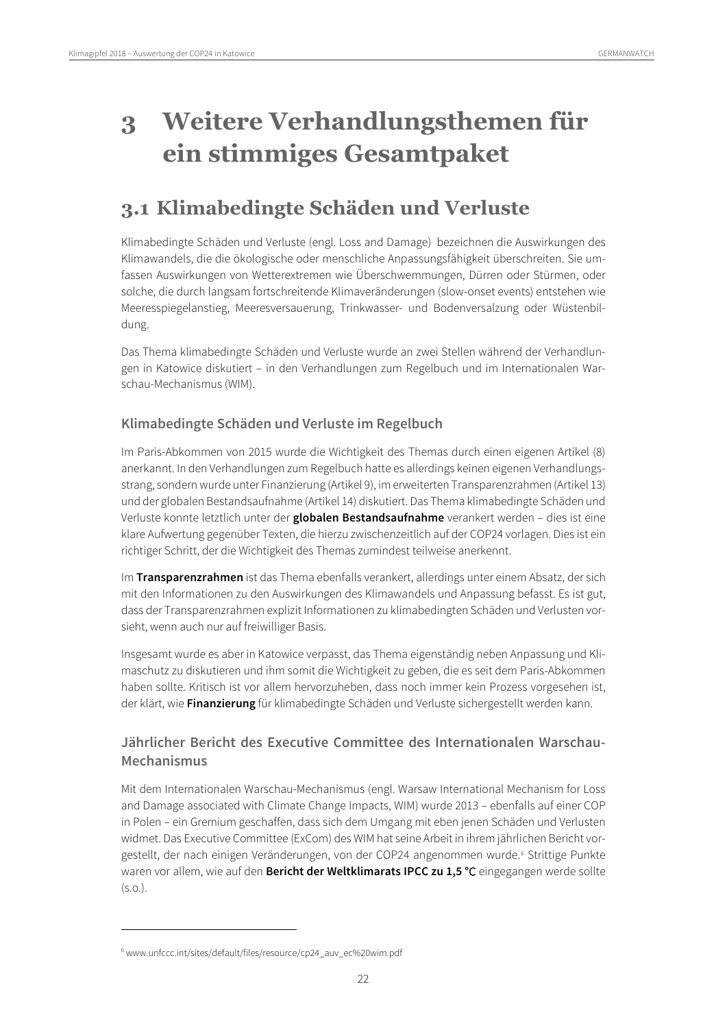# 3 Weitere Verhandlungsthemen für ein stimmiges Gesamtpaket

## 3.1 Klimabedingte Schäden und Verluste

Klimabedingte Schäden und Verluste (engl. Loss and Damage) bezeichnen die Auswirkungen des Klimawandels, die die ökologische oder menschliche Anpassungsfähigkeit überschreiten. Sie umfassen Auswirkungen von Wetterextremen wie Überschwemmungen, Dürren oder Stürmen, oder solche, die durch langsam fortschreitende Klimaveränderungen (slow-onset events) entstehen wie Meeresspiegelanstieg, Meeresversauerung, Trinkwasser- und Bodenversalzung oder Wüstenbildung.

Das Thema klimabedingte Schäden und Verluste wurde an zwei Stellen während der Verhandlungen in Katowice diskutiert – in den Verhandlungen zum Regelbuch und im Internationalen Warschau-Mechanismus (WIM).

### Klimabedingte Schäden und Verluste im Regelbuch

Im Paris-Abkommen von 2015 wurde die Wichtigkeit des Themas durch einen eigenen Artikel (8) anerkannt. In den Verhandlungen zum Regelbuch hatte es allerdings keinen eigenen Verhandlungsstrang, sondern wurde unter Finanzierung (Artikel 9), im erweiterten Transparenzrahmen (Artikel 13) und der globalen Bestandsaufnahme (Artikel 14) diskutiert. Das Thema klimabedingte Schäden und Verluste konnte letztlich unter der **globalen Bestandsaufnahme** verankert werden – dies ist eine klare Aufwertung gegenüber Texten, die hierzu zwischenzeitlich auf der COP24 vorlagen. Dies ist ein richtiger Schritt, der die Wichtigkeit des Themas zumindest teilweise anerkennt.

Im **Transparenzrahmen** ist das Thema ebenfalls verankert, allerdings unter einem Absatz, der sich mit den Informationen zu den Auswirkungen des Klimawandels und Anpassung befasst. Es ist gut, dass der Transparenzrahmen explizit Informationen zu klimabedingten Schäden und Verlusten vorsieht, wenn auch nur auf freiwilliger Basis.

Insgesamt wurde es aber in Katowice verpasst, das Thema eigenständig neben Anpassung und Klimaschutz zu diskutieren und ihm somit die Wichtigkeit zu geben, die es seit dem Paris-Abkommen haben sollte. Kritisch ist vor allem hervorzuheben, dass noch immer kein Prozess vorgesehen ist, der klärt, wie **Finanzierung** für klimabedingte Schäden und Verluste sichergestellt werden kann.

### Jährlicher Bericht des Executive Committee des Internationalen Warschau-Mechanismus

Mit dem Internationalen Warschau-Mechanismus (engl. Warsaw International Mechanism for Loss and Damage associated with Climate Change Impacts, WIM) wurde 2013 – ebenfalls auf einer COP in Polen – ein Gremium geschaffen, dass sich dem Umgang mit eben jenen Schäden und Verlusten widmet. Das Executive Committee (ExCom) des WIM hat seine Arbeit in ihrem jährlichen Bericht vorgestellt, der nach einigen Veränderungen, von der COP24 angenommen wurde.[6] Strittige Punkte waren vor allem, wie auf den **Bericht der Weltklimarats IPCC zu 1,5 °C** eingegangen werde sollte (s.o.).

---

[6] www.unfccc.int/sites/default/files/resource/cp24_auv_ec%20wim.pdf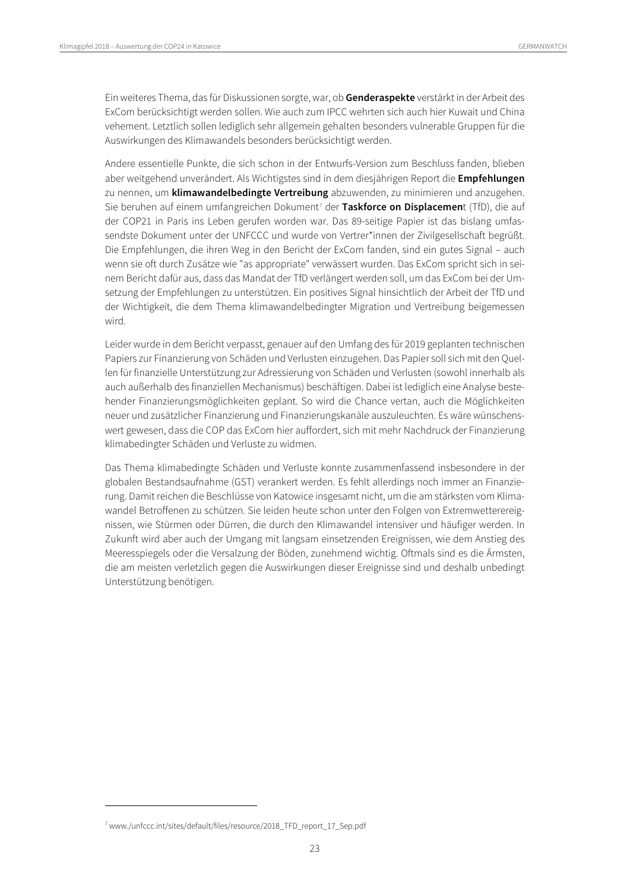Ein weiteres Thema, das für Diskussionen sorgte, war, ob **Genderaspekte** verstärkt in der Arbeit des ExCom berücksichtigt werden sollen. Wie auch zum IPCC wehrten sich auch hier Kuwait und China vehement. Letztlich sollen lediglich sehr allgemein gehalten besonders vulnerable Gruppen für die Auswirkungen des Klimawandels besonders berücksichtigt werden.

Andere essentielle Punkte, die sich schon in der Entwurfs-Version zum Beschluss fanden, blieben aber weitgehend unverändert. Als Wichtigstes sind in dem diesjährigen Report die **Empfehlungen** zu nennen, um **klimawandelbedingte Vertreibung** abzuwenden, zu minimieren und anzugehen. Sie beruhen auf einem umfangreichen Dokument[7] der **Taskforce on Displacemen**t (TfD), die auf der COP21 in Paris ins Leben gerufen worden war. Das 89-seitige Papier ist das bislang umfassendste Dokument unter der UNFCCC und wurde von Vertrer*innen der Zivilgesellschaft begrüßt. Die Empfehlungen, die ihren Weg in den Bericht der ExCom fanden, sind ein gutes Signal – auch wenn sie oft durch Zusätze wie "as appropriate" verwässert wurden. Das ExCom spricht sich in seinem Bericht dafür aus, dass das Mandat der TfD verlängert werden soll, um das ExCom bei der Umsetzung der Empfehlungen zu unterstützen. Ein positives Signal hinsichtlich der Arbeit der TfD und der Wichtigkeit, die dem Thema klimawandelbedingter Migration und Vertreibung beigemessen wird.

Leider wurde in dem Bericht verpasst, genauer auf den Umfang des für 2019 geplanten technischen Papiers zur Finanzierung von Schäden und Verlusten einzugehen. Das Papier soll sich mit den Quellen für finanzielle Unterstützung zur Adressierung von Schäden und Verlusten (sowohl innerhalb als auch außerhalb des finanziellen Mechanismus) beschäftigen. Dabei ist lediglich eine Analyse bestehender Finanzierungsmöglichkeiten geplant. So wird die Chance vertan, auch die Möglichkeiten neuer und zusätzlicher Finanzierung und Finanzierungskanäle auszuleuchten. Es wäre wünschenswert gewesen, dass die COP das ExCom hier auffordert, sich mit mehr Nachdruck der Finanzierung klimabedingter Schäden und Verluste zu widmen.

Das Thema klimabedingte Schäden und Verluste konnte zusammenfassend insbesondere in der globalen Bestandsaufnahme (GST) verankert werden. Es fehlt allerdings noch immer an Finanzierung. Damit reichen die Beschlüsse von Katowice insgesamt nicht, um die am stärksten vom Klimawandel Betroffenen zu schützen. Sie leiden heute schon unter den Folgen von Extremwetterereignissen, wie Stürmen oder Dürren, die durch den Klimawandel intensiver und häufiger werden. In Zukunft wird aber auch der Umgang mit langsam einsetzenden Ereignissen, wie dem Anstieg des Meeresspiegels oder die Versalzung der Böden, zunehmend wichtig. Oftmals sind es die Ärmsten, die am meisten verletzlich gegen die Auswirkungen dieser Ereignisse sind und deshalb unbedingt Unterstützung benötigen.

[7] www./unfccc.int/sites/default/files/resource/2018_TFD_report_17_Sep.pdf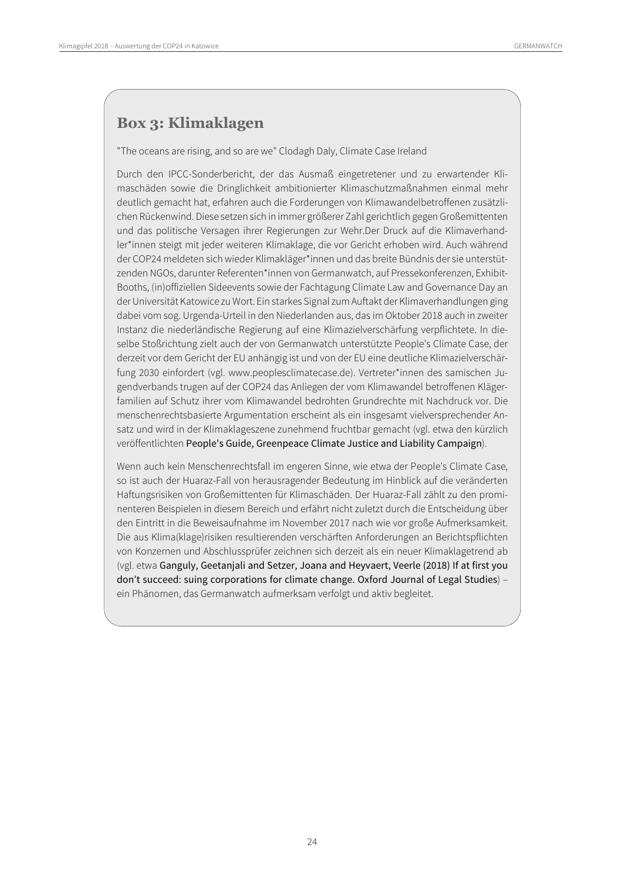## Box 3: Klimaklagen

"The oceans are rising, and so are we" Clodagh Daly, Climate Case Ireland

Durch den IPCC-Sonderbericht, der das Ausmaß eingetretener und zu erwartender Klimaschäden sowie die Dringlichkeit ambitionierter Klimaschutzmaßnahmen einmal mehr deutlich gemacht hat, erfahren auch die Forderungen von Klimawandelbetroffenen zusätzlichen Rückenwind. Diese setzen sich in immer größerer Zahl gerichtlich gegen Großemittenten und das politische Versagen ihrer Regierungen zur Wehr.Der Druck auf die Klimaverhandler*innen steigt mit jeder weiteren Klimaklage, die vor Gericht erhoben wird. Auch während der COP24 meldeten sich wieder Klimakläger*innen und das breite Bündnis der sie unterstützenden NGOs, darunter Referenten*innen von Germanwatch, auf Pressekonferenzen, Exhibit-Booths, (in)offiziellen Sideevents sowie der Fachtagung Climate Law and Governance Day an der Universität Katowice zu Wort. Ein starkes Signal zum Auftakt der Klimaverhandlungen ging dabei vom sog. Urgenda-Urteil in den Niederlanden aus, das im Oktober 2018 auch in zweiter Instanz die niederländische Regierung auf eine Klimazielverschärfung verpflichtete. In dieselbe Stoßrichtung zielt auch der von Germanwatch unterstützte People's Climate Case, der derzeit vor dem Gericht der EU anhängig ist und von der EU eine deutliche Klimazielverschärfung 2030 einfordert (vgl. www.peoplesclimatecase.de). Vertreter*innen des samischen Jugendverbands trugen auf der COP24 das Anliegen der vom Klimawandel betroffenen Klägerfamilien auf Schutz ihrer vom Klimawandel bedrohten Grundrechte mit Nachdruck vor. Die menschenrechtsbasierte Argumentation erscheint als ein insgesamt vielversprechender Ansatz und wird in der Klimaklageszene zunehmend fruchtbar gemacht (vgl. etwa den kürzlich veröffentlichten People's Guide, Greenpeace Climate Justice and Liability Campaign).

Wenn auch kein Menschenrechtsfall im engeren Sinne, wie etwa der People's Climate Case, so ist auch der Huaraz-Fall von herausragender Bedeutung im Hinblick auf die veränderten Haftungsrisiken von Großemittenten für Klimaschäden. Der Huaraz-Fall zählt zu den prominenteren Beispielen in diesem Bereich und erfährt nicht zuletzt durch die Entscheidung über den Eintritt in die Beweisaufnahme im November 2017 nach wie vor große Aufmerksamkeit. Die aus Klima(klage)risiken resultierenden verschärften Anforderungen an Berichtspflichten von Konzernen und Abschlussprüfer zeichnen sich derzeit als ein neuer Klimaklagetrend ab (vgl. etwa Ganguly, Geetanjali and Setzer, Joana and Heyvaert, Veerle (2018) If at first you don't succeed: suing corporations for climate change. Oxford Journal of Legal Studies) – ein Phänomen, das Germanwatch aufmerksam verfolgt und aktiv begleitet.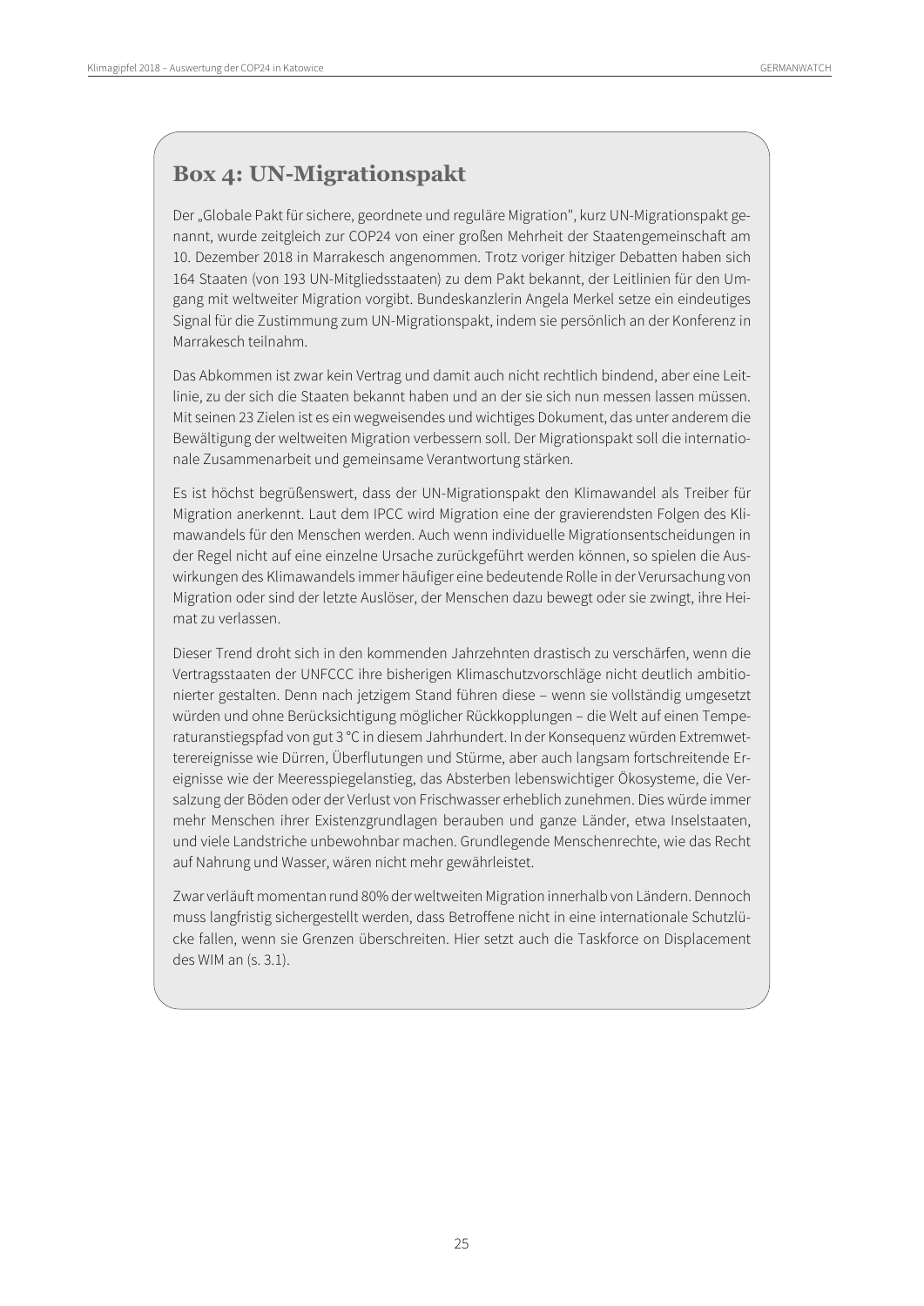## Box 4: UN-Migrationspakt

Der „Globale Pakt für sichere, geordnete und reguläre Migration", kurz UN-Migrationspakt genannt, wurde zeitgleich zur COP24 von einer großen Mehrheit der Staatengemeinschaft am 10. Dezember 2018 in Marrakesch angenommen. Trotz voriger hitziger Debatten haben sich 164 Staaten (von 193 UN-Mitgliedsstaaten) zu dem Pakt bekannt, der Leitlinien für den Umgang mit weltweiter Migration vorgibt. Bundeskanzlerin Angela Merkel setze ein eindeutiges Signal für die Zustimmung zum UN-Migrationspakt, indem sie persönlich an der Konferenz in Marrakesch teilnahm.

Das Abkommen ist zwar kein Vertrag und damit auch nicht rechtlich bindend, aber eine Leitlinie, zu der sich die Staaten bekannt haben und an der sie sich nun messen lassen müssen. Mit seinen 23 Zielen ist es ein wegweisendes und wichtiges Dokument, das unter anderem die Bewältigung der weltweiten Migration verbessern soll. Der Migrationspakt soll die internationale Zusammenarbeit und gemeinsame Verantwortung stärken.

Es ist höchst begrüßenswert, dass der UN-Migrationspakt den Klimawandel als Treiber für Migration anerkennt. Laut dem IPCC wird Migration eine der gravierendsten Folgen des Klimawandels für den Menschen werden. Auch wenn individuelle Migrationsentscheidungen in der Regel nicht auf eine einzelne Ursache zurückgeführt werden können, so spielen die Auswirkungen des Klimawandels immer häufiger eine bedeutende Rolle in der Verursachung von Migration oder sind der letzte Auslöser, der Menschen dazu bewegt oder sie zwingt, ihre Heimat zu verlassen.

Dieser Trend droht sich in den kommenden Jahrzehnten drastisch zu verschärfen, wenn die Vertragsstaaten der UNFCCC ihre bisherigen Klimaschutzvorschläge nicht deutlich ambitionierter gestalten. Denn nach jetzigem Stand führen diese – wenn sie vollständig umgesetzt würden und ohne Berücksichtigung möglicher Rückkopplungen – die Welt auf einen Temperaturanstiegspfad von gut 3 °C in diesem Jahrhundert. In der Konsequenz würden Extremwetterereignisse wie Dürren, Überflutungen und Stürme, aber auch langsam fortschreitende Ereignisse wie der Meeresspiegelanstieg, das Absterben lebenswichtiger Ökosysteme, die Versalzung der Böden oder der Verlust von Frischwasser erheblich zunehmen. Dies würde immer mehr Menschen ihrer Existenzgrundlagen berauben und ganze Länder, etwa Inselstaaten, und viele Landstriche unbewohnbar machen. Grundlegende Menschenrechte, wie das Recht auf Nahrung und Wasser, wären nicht mehr gewährleistet.

Zwar verläuft momentan rund 80% der weltweiten Migration innerhalb von Ländern. Dennoch muss langfristig sichergestellt werden, dass Betroffene nicht in eine internationale Schutzlücke fallen, wenn sie Grenzen überschreiten. Hier setzt auch die Taskforce on Displacement des WIM an (s. 3.1).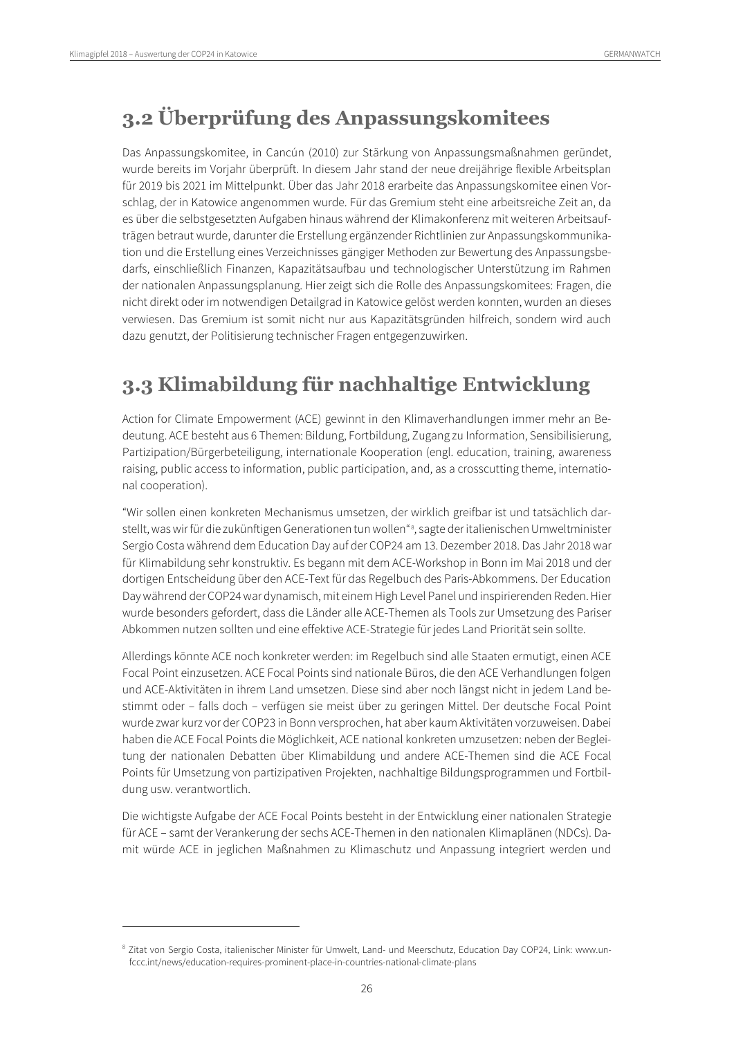## 3.2 Überprüfung des Anpassungskomitees

Das Anpassungskomitee, in Cancún (2010) zur Stärkung von Anpassungsmaßnahmen geründet, wurde bereits im Vorjahr überprüft. In diesem Jahr stand der neue dreijährige flexible Arbeitsplan für 2019 bis 2021 im Mittelpunkt. Über das Jahr 2018 erarbeite das Anpassungskomitee einen Vorschlag, der in Katowice angenommen wurde. Für das Gremium steht eine arbeitsreiche Zeit an, da es über die selbstgesetzten Aufgaben hinaus während der Klimakonferenz mit weiteren Arbeitsaufträgen betraut wurde, darunter die Erstellung ergänzender Richtlinien zur Anpassungskommunikation und die Erstellung eines Verzeichnisses gängiger Methoden zur Bewertung des Anpassungsbedarfs, einschließlich Finanzen, Kapazitätsaufbau und technologischer Unterstützung im Rahmen der nationalen Anpassungsplanung. Hier zeigt sich die Rolle des Anpassungskomitees: Fragen, die nicht direkt oder im notwendigen Detailgrad in Katowice gelöst werden konnten, wurden an dieses verwiesen. Das Gremium ist somit nicht nur aus Kapazitätsgründen hilfreich, sondern wird auch dazu genutzt, der Politisierung technischer Fragen entgegenzuwirken.

## 3.3 Klimabildung für nachhaltige Entwicklung

Action for Climate Empowerment (ACE) gewinnt in den Klimaverhandlungen immer mehr an Bedeutung. ACE besteht aus 6 Themen: Bildung, Fortbildung, Zugang zu Information, Sensibilisierung, Partizipation/Bürgerbeteiligung, internationale Kooperation (engl. education, training, awareness raising, public access to information, public participation, and, as a crosscutting theme, international cooperation).

"Wir sollen einen konkreten Mechanismus umsetzen, der wirklich greifbar ist und tatsächlich darstellt, was wir für die zukünftigen Generationen tun wollen"[8], sagte der italienischen Umweltminister Sergio Costa während dem Education Day auf der COP24 am 13. Dezember 2018. Das Jahr 2018 war für Klimabildung sehr konstruktiv. Es begann mit dem ACE-Workshop in Bonn im Mai 2018 und der dortigen Entscheidung über den ACE-Text für das Regelbuch des Paris-Abkommens. Der Education Day während der COP24 war dynamisch, mit einem High Level Panel und inspirierenden Reden. Hier wurde besonders gefordert, dass die Länder alle ACE-Themen als Tools zur Umsetzung des Pariser Abkommen nutzen sollten und eine effektive ACE-Strategie für jedes Land Priorität sein sollte.

Allerdings könnte ACE noch konkreter werden: im Regelbuch sind alle Staaten ermutigt, einen ACE Focal Point einzusetzen. ACE Focal Points sind nationale Büros, die den ACE Verhandlungen folgen und ACE-Aktivitäten in ihrem Land umsetzen. Diese sind aber noch längst nicht in jedem Land bestimmt oder – falls doch – verfügen sie meist über zu geringen Mittel. Der deutsche Focal Point wurde zwar kurz vor der COP23 in Bonn versprochen, hat aber kaum Aktivitäten vorzuweisen. Dabei haben die ACE Focal Points die Möglichkeit, ACE national konkreten umzusetzen: neben der Begleitung der nationalen Debatten über Klimabildung und andere ACE-Themen sind die ACE Focal Points für Umsetzung von partizipativen Projekten, nachhaltige Bildungsprogrammen und Fortbildung usw. verantwortlich.

Die wichtigste Aufgabe der ACE Focal Points besteht in der Entwicklung einer nationalen Strategie für ACE – samt der Verankerung der sechs ACE-Themen in den nationalen Klimaplänen (NDCs). Damit würde ACE in jeglichen Maßnahmen zu Klimaschutz und Anpassung integriert werden und

---

[8] Zitat von Sergio Costa, italienischer Minister für Umwelt, Land- und Meerschutz, Education Day COP24, Link: www.unfccc.int/news/education-requires-prominent-place-in-countries-national-climate-plans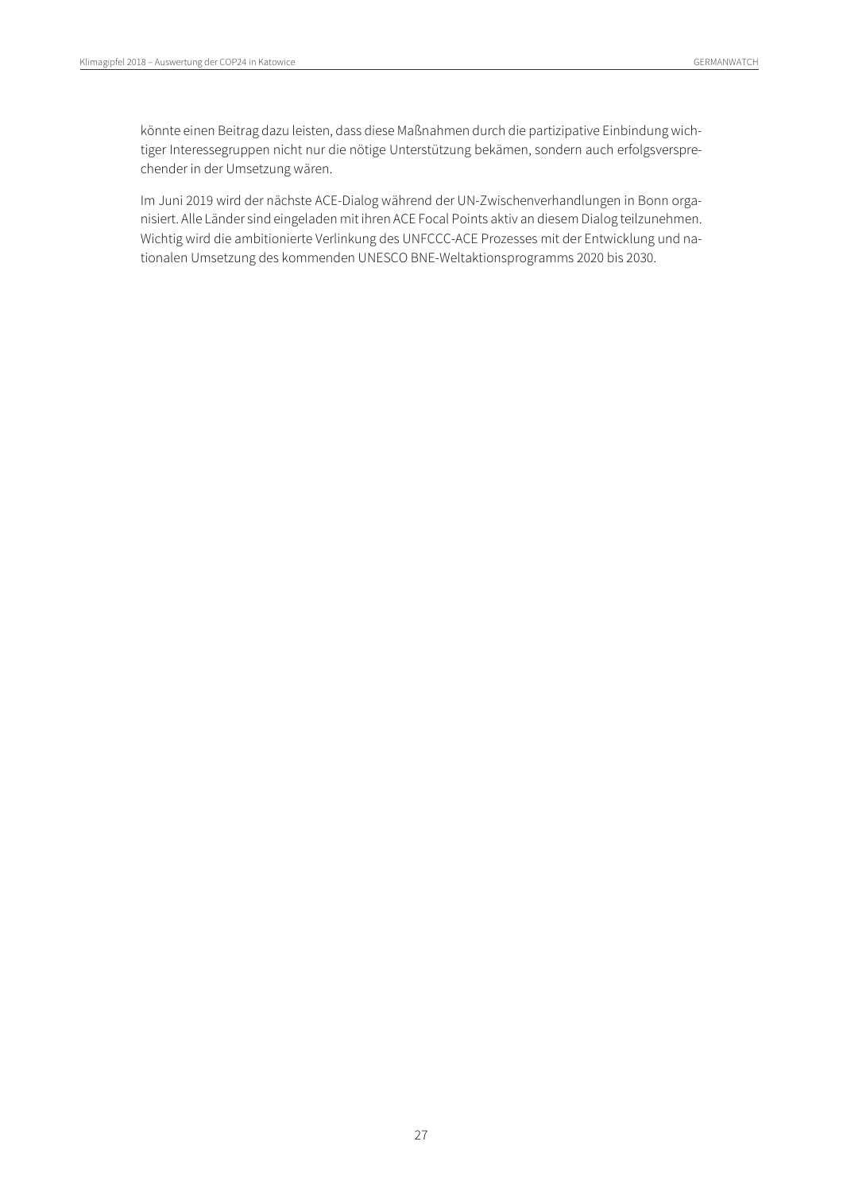könnte einen Beitrag dazu leisten, dass diese Maßnahmen durch die partizipative Einbindung wichtiger Interessegruppen nicht nur die nötige Unterstützung bekämen, sondern auch erfolgsversprechender in der Umsetzung wären.

Im Juni 2019 wird der nächste ACE-Dialog während der UN-Zwischenverhandlungen in Bonn organisiert. Alle Länder sind eingeladen mit ihren ACE Focal Points aktiv an diesem Dialog teilzunehmen. Wichtig wird die ambitionierte Verlinkung des UNFCCC-ACE Prozesses mit der Entwicklung und nationalen Umsetzung des kommenden UNESCO BNE-Weltaktionsprogramms 2020 bis 2030.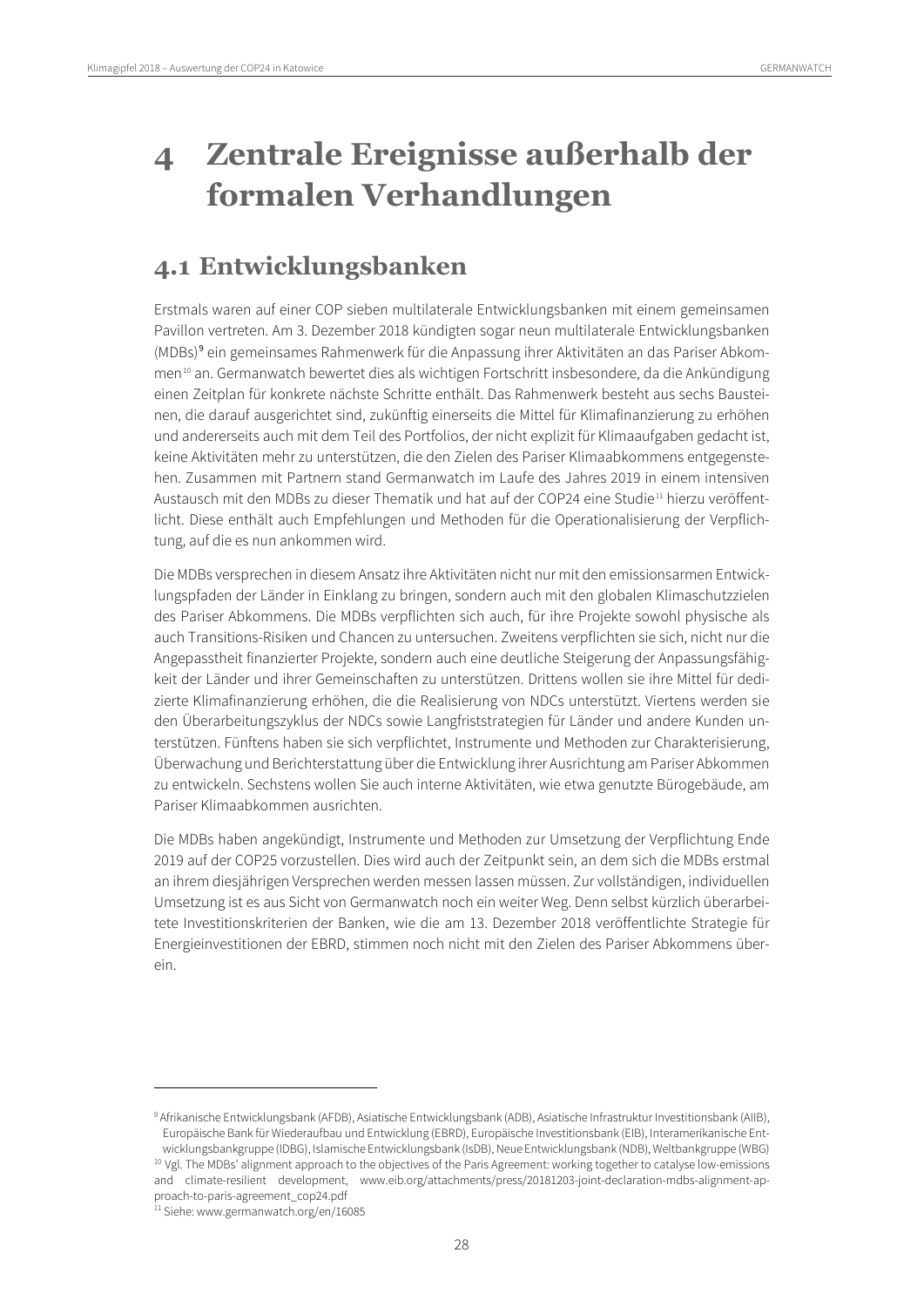# 4 Zentrale Ereignisse außerhalb der formalen Verhandlungen

## 4.1 Entwicklungsbanken

Erstmals waren auf einer COP sieben multilaterale Entwicklungsbanken mit einem gemeinsamen Pavillon vertreten. Am 3. Dezember 2018 kündigten sogar neun multilaterale Entwicklungsbanken (MDBs)[9] ein gemeinsames Rahmenwerk für die Anpassung ihrer Aktivitäten an das Pariser Abkommen[10] an. Germanwatch bewertet dies als wichtigen Fortschritt insbesondere, da die Ankündigung einen Zeitplan für konkrete nächste Schritte enthält. Das Rahmenwerk besteht aus sechs Bausteinen, die darauf ausgerichtet sind, zukünftig einerseits die Mittel für Klimafinanzierung zu erhöhen und andererseits auch mit dem Teil des Portfolios, der nicht explizit für Klimaaufgaben gedacht ist, keine Aktivitäten mehr zu unterstützen, die den Zielen des Pariser Klimaabkommens entgegenstehen. Zusammen mit Partnern stand Germanwatch im Laufe des Jahres 2019 in einem intensiven Austausch mit den MDBs zu dieser Thematik und hat auf der COP24 eine Studie[11] hierzu veröffentlicht. Diese enthält auch Empfehlungen und Methoden für die Operationalisierung der Verpflichtung, auf die es nun ankommen wird.

Die MDBs versprechen in diesem Ansatz ihre Aktivitäten nicht nur mit den emissionsarmen Entwicklungspfaden der Länder in Einklang zu bringen, sondern auch mit den globalen Klimaschutzzielen des Pariser Abkommens. Die MDBs verpflichten sich auch, für ihre Projekte sowohl physische als auch Transitions-Risiken und Chancen zu untersuchen. Zweitens verpflichten sie sich, nicht nur die Angepasstheit finanzierter Projekte, sondern auch eine deutliche Steigerung der Anpassungsfähigkeit der Länder und ihrer Gemeinschaften zu unterstützen. Drittens wollen sie ihre Mittel für dedizierte Klimafinanzierung erhöhen, die die Realisierung von NDCs unterstützt. Viertens werden sie den Überarbeitungszyklus der NDCs sowie Langfriststrategien für Länder und andere Kunden unterstützen. Fünftens haben sie sich verpflichtet, Instrumente und Methoden zur Charakterisierung, Überwachung und Berichterstattung über die Entwicklung ihrer Ausrichtung am Pariser Abkommen zu entwickeln. Sechstens wollen Sie auch interne Aktivitäten, wie etwa genutzte Bürogebäude, am Pariser Klimaabkommen ausrichten.

Die MDBs haben angekündigt, Instrumente und Methoden zur Umsetzung der Verpflichtung Ende 2019 auf der COP25 vorzustellen. Dies wird auch der Zeitpunkt sein, an dem sich die MDBs erstmal an ihrem diesjährigen Versprechen werden messen lassen müssen. Zur vollständigen, individuellen Umsetzung ist es aus Sicht von Germanwatch noch ein weiter Weg. Denn selbst kürzlich überarbeitete Investitionskriterien der Banken, wie die am 13. Dezember 2018 veröffentlichte Strategie für Energieinvestitionen der EBRD, stimmen noch nicht mit den Zielen des Pariser Abkommens überein.

---

[9] Afrikanische Entwicklungsbank (AFDB), Asiatische Entwicklungsbank (ADB), Asiatische Infrastruktur Investitionsbank (AIIB), Europäische Bank für Wiederaufbau und Entwicklung (EBRD), Europäische Investitionsbank (EIB), Interamerikanische Entwicklungsbankgruppe (IDBG), Islamische Entwicklungsbank (IsDB), Neue Entwicklungsbank (NDB), Weltbankgruppe (WBG)

[10] Vgl. The MDBs' alignment approach to the objectives of the Paris Agreement: working together to catalyse low-emissions and climate-resilient development, www.eib.org/attachments/press/20181203-joint-declaration-mdbs-alignment-approach-to-paris-agreement_cop24.pdf

[11] Siehe: www.germanwatch.org/en/16085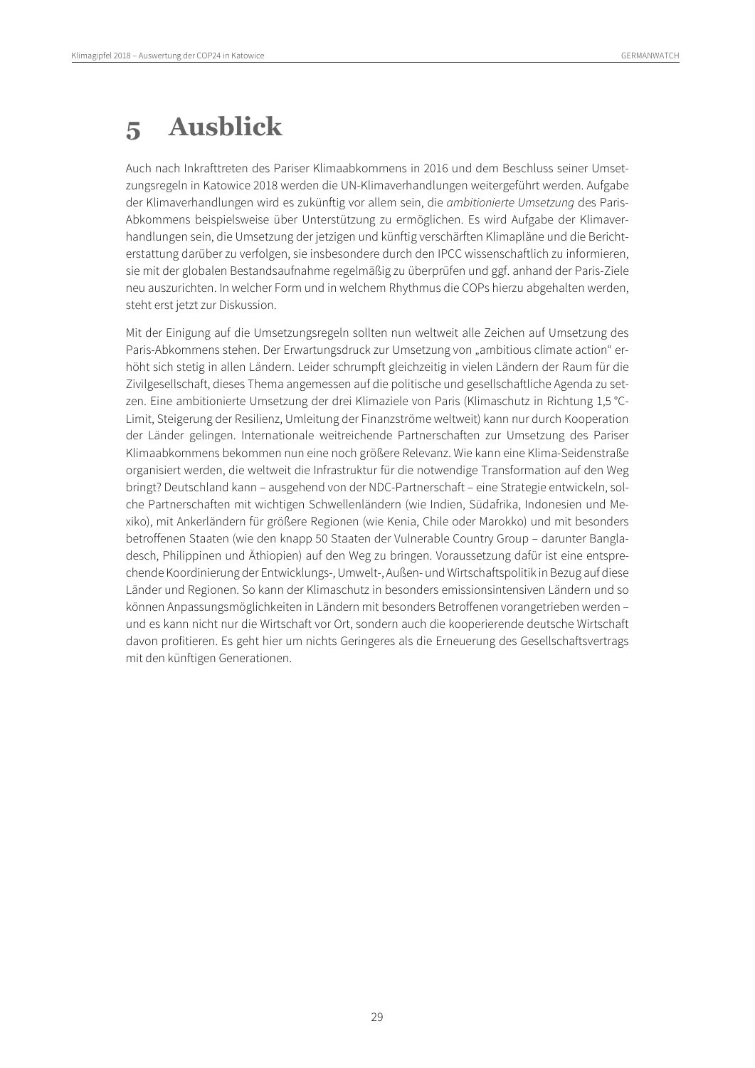# 5 Ausblick

Auch nach Inkrafttreten des Pariser Klimaabkommens in 2016 und dem Beschluss seiner Umsetzungsregeln in Katowice 2018 werden die UN-Klimaverhandlungen weitergeführt werden. Aufgabe der Klimaverhandlungen wird es zukünftig vor allem sein, die *ambitionierte Umsetzung* des Paris-Abkommens beispielsweise über Unterstützung zu ermöglichen. Es wird Aufgabe der Klimaverhandlungen sein, die Umsetzung der jetzigen und künftig verschärften Klimapläne und die Berichterstattung darüber zu verfolgen, sie insbesondere durch den IPCC wissenschaftlich zu informieren, sie mit der globalen Bestandsaufnahme regelmäßig zu überprüfen und ggf. anhand der Paris-Ziele neu auszurichten. In welcher Form und in welchem Rhythmus die COPs hierzu abgehalten werden, steht erst jetzt zur Diskussion.

Mit der Einigung auf die Umsetzungsregeln sollten nun weltweit alle Zeichen auf Umsetzung des Paris-Abkommens stehen. Der Erwartungsdruck zur Umsetzung von „ambitious climate action" erhöht sich stetig in allen Ländern. Leider schrumpft gleichzeitig in vielen Ländern der Raum für die Zivilgesellschaft, dieses Thema angemessen auf die politische und gesellschaftliche Agenda zu setzen. Eine ambitionierte Umsetzung der drei Klimaziele von Paris (Klimaschutz in Richtung 1,5 °C-Limit, Steigerung der Resilienz, Umleitung der Finanzströme weltweit) kann nur durch Kooperation der Länder gelingen. Internationale weitreichende Partnerschaften zur Umsetzung des Pariser Klimaabkommens bekommen nun eine noch größere Relevanz. Wie kann eine Klima-Seidenstraße organisiert werden, die weltweit die Infrastruktur für die notwendige Transformation auf den Weg bringt? Deutschland kann – ausgehend von der NDC-Partnerschaft – eine Strategie entwickeln, solche Partnerschaften mit wichtigen Schwellenländern (wie Indien, Südafrika, Indonesien und Mexiko), mit Ankerländern für größere Regionen (wie Kenia, Chile oder Marokko) und mit besonders betroffenen Staaten (wie den knapp 50 Staaten der Vulnerable Country Group – darunter Bangladesch, Philippinen und Äthiopien) auf den Weg zu bringen. Voraussetzung dafür ist eine entsprechende Koordinierung der Entwicklungs-, Umwelt-, Außen- und Wirtschaftspolitik in Bezug auf diese Länder und Regionen. So kann der Klimaschutz in besonders emissionsintensiven Ländern und so können Anpassungsmöglichkeiten in Ländern mit besonders Betroffenen vorangetrieben werden – und es kann nicht nur die Wirtschaft vor Ort, sondern auch die kooperierende deutsche Wirtschaft davon profitieren. Es geht hier um nichts Geringeres als die Erneuerung des Gesellschaftsvertrags mit den künftigen Generationen.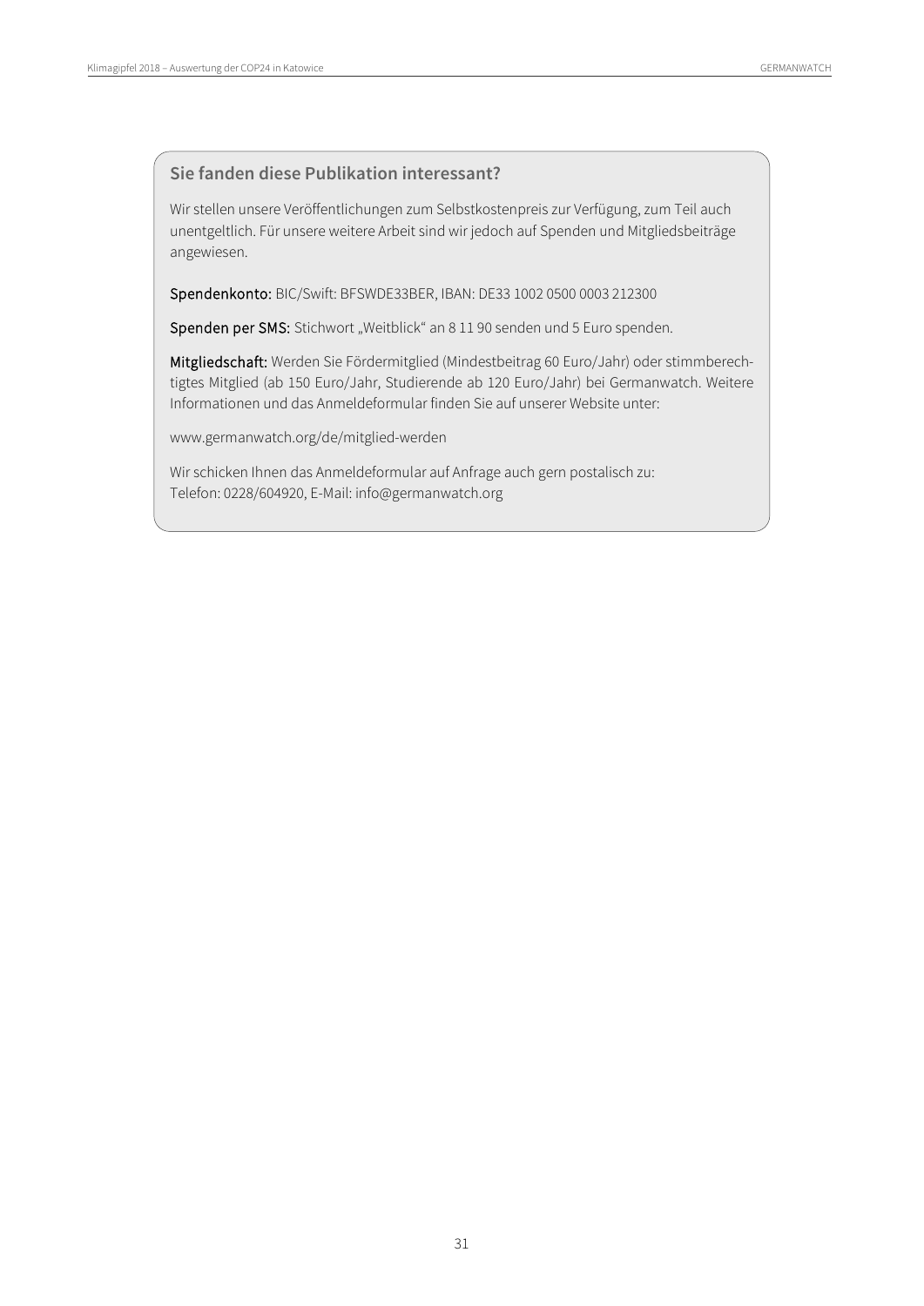### Sie fanden diese Publikation interessant?

Wir stellen unsere Veröffentlichungen zum Selbstkostenpreis zur Verfügung, zum Teil auch unentgeltlich. Für unsere weitere Arbeit sind wir jedoch auf Spenden und Mitgliedsbeiträge angewiesen.

**Spendenkonto:** BIC/Swift: BFSWDE33BER, IBAN: DE33 1002 0500 0003 212300

**Spenden per SMS:** Stichwort „Weitblick“ an 8 11 90 senden und 5 Euro spenden.

**Mitgliedschaft:** Werden Sie Fördermitglied (Mindestbeitrag 60 Euro/Jahr) oder stimmberechtigtes Mitglied (ab 150 Euro/Jahr, Studierende ab 120 Euro/Jahr) bei Germanwatch. Weitere Informationen und das Anmeldeformular finden Sie auf unserer Website unter:

www.germanwatch.org/de/mitglied-werden

Wir schicken Ihnen das Anmeldeformular auf Anfrage auch gern postalisch zu:
Telefon: 0228/604920, E-Mail: info@germanwatch.org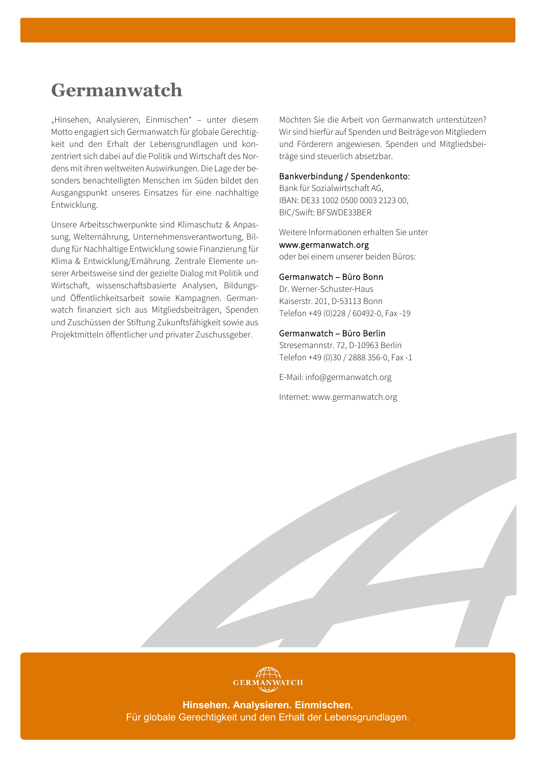# Germanwatch

„Hinsehen, Analysieren, Einmischen" – unter diesem Motto engagiert sich Germanwatch für globale Gerechtigkeit und den Erhalt der Lebensgrundlagen und konzentriert sich dabei auf die Politik und Wirtschaft des Nordens mit ihren weltweiten Auswirkungen. Die Lage der besonders benachteiligten Menschen im Süden bildet den Ausgangspunkt unseres Einsatzes für eine nachhaltige Entwicklung.

Unsere Arbeitsschwerpunkte sind Klimaschutz & Anpassung, Welternährung, Unternehmensverantwortung, Bildung für Nachhaltige Entwicklung sowie Finanzierung für Klima & Entwicklung/Ernährung. Zentrale Elemente unserer Arbeitsweise sind der gezielte Dialog mit Politik und Wirtschaft, wissenschaftsbasierte Analysen, Bildungs- und Öffentlichkeitsarbeit sowie Kampagnen. Germanwatch finanziert sich aus Mitgliedsbeiträgen, Spenden und Zuschüssen der Stiftung Zukunftsfähigkeit sowie aus Projektmitteln öffentlicher und privater Zuschussgeber.

Möchten Sie die Arbeit von Germanwatch unterstützen? Wir sind hierfür auf Spenden und Beiträge von Mitgliedern und Förderern angewiesen. Spenden und Mitgliedsbeiträge sind steuerlich absetzbar.

**Bankverbindung / Spendenkonto:**
Bank für Sozialwirtschaft AG,
IBAN: DE33 1002 0500 0003 2123 00,
BIC/Swift: BFSWDE33BER

Weitere Informationen erhalten Sie unter
**www.germanwatch.org**
oder bei einem unserer beiden Büros:

**Germanwatch – Büro Bonn**
Dr. Werner-Schuster-Haus
Kaiserstr. 201, D-53113 Bonn
Telefon +49 (0)228 / 60492-0, Fax -19

**Germanwatch – Büro Berlin**
Stresemannstr. 72, D-10963 Berlin
Telefon +49 (0)30 / 2888 356-0, Fax -1

E-Mail: info@germanwatch.org

Internet: www.germanwatch.org

GERMANWATCH

**Hinsehen. Analysieren. Einmischen.**
Für globale Gerechtigkeit und den Erhalt der Lebensgrundlagen.